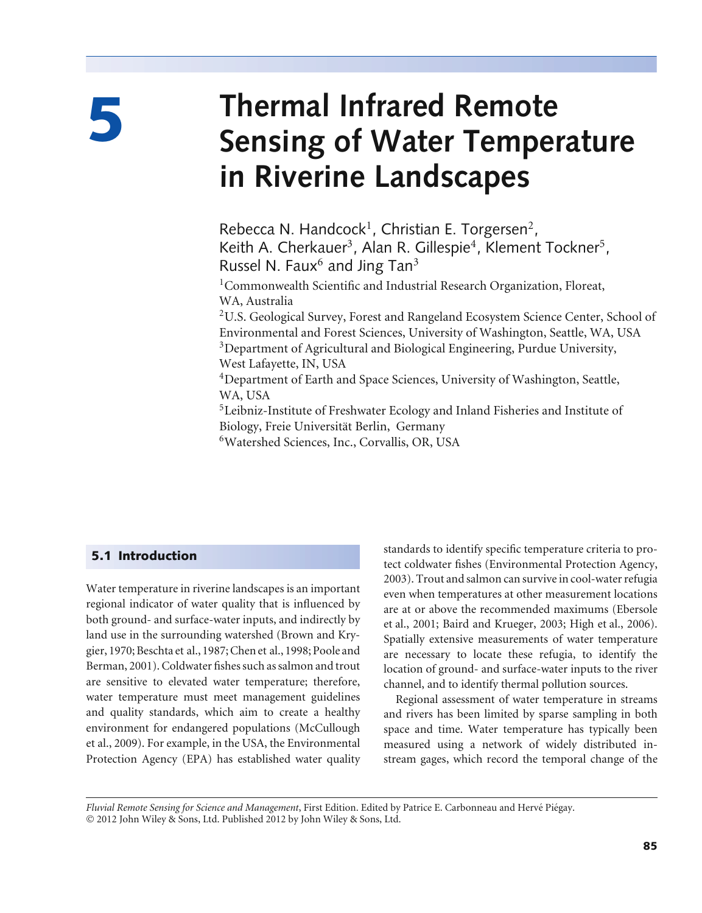# 5 Thermal Infrared Remote Sensing of Water Temperature in Riverine Landscapes

Rebecca N. Handcock[1], Christian E. Torgersen[2], Keith A. Cherkauer[3], Alan R. Gillespie[4], Klement Tockner[5], Russel N. Faux[6] and Jing Tan[3]

[1]Commonwealth Scientific and Industrial Research Organization, Floreat, WA, Australia

[2]U.S. Geological Survey, Forest and Rangeland Ecosystem Science Center, School of Environmental and Forest Sciences, University of Washington, Seattle, WA, USA

[3]Department of Agricultural and Biological Engineering, Purdue University, West Lafayette, IN, USA

[4]Department of Earth and Space Sciences, University of Washington, Seattle, WA, USA

[5]Leibniz-Institute of Freshwater Ecology and Inland Fisheries and Institute of Biology, Freie Universität Berlin, Germany

[6]Watershed Sciences, Inc., Corvallis, OR, USA

## 5.1 Introduction

Water temperature in riverine landscapes is an important regional indicator of water quality that is influenced by both ground- and surface-water inputs, and indirectly by land use in the surrounding watershed (Brown and Krygier, 1970; Beschta et al., 1987; Chen et al., 1998; Poole and Berman, 2001). Coldwater fishes such as salmon and trout are sensitive to elevated water temperature; therefore, water temperature must meet management guidelines and quality standards, which aim to create a healthy environment for endangered populations (McCullough et al., 2009). For example, in the USA, the Environmental Protection Agency (EPA) has established water quality standards to identify specific temperature criteria to protect coldwater fishes (Environmental Protection Agency, 2003). Trout and salmon can survive in cool-water refugia even when temperatures at other measurement locations are at or above the recommended maximums (Ebersole et al., 2001; Baird and Krueger, 2003; High et al., 2006). Spatially extensive measurements of water temperature are necessary to locate these refugia, to identify the location of ground- and surface-water inputs to the river channel, and to identify thermal pollution sources.

Regional assessment of water temperature in streams and rivers has been limited by sparse sampling in both space and time. Water temperature has typically been measured using a network of widely distributed instream gages, which record the temporal change of the

*Fluvial Remote Sensing for Science and Management*, First Edition. Edited by Patrice E. Carbonneau and Hervé Piégay.
© 2012 John Wiley & Sons, Ltd. Published 2012 by John Wiley & Sons, Ltd.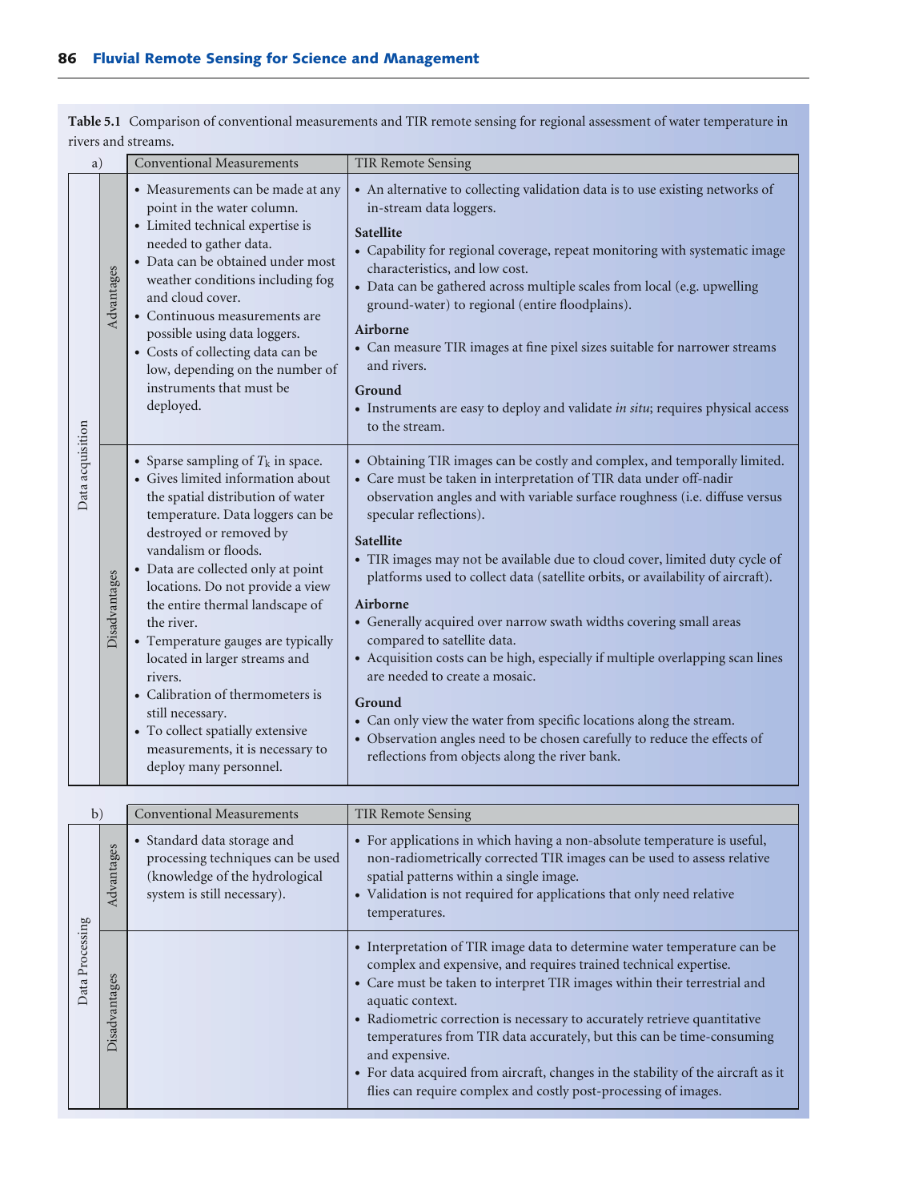**Table 5.1** Comparison of conventional measurements and TIR remote sensing for regional assessment of water temperature in rivers and streams.

a)

| | | Conventional Measurements | TIR Remote Sensing |
|---|---|---|---|
| Data acquisition | Advantages | • Measurements can be made at any point in the water column.<br>• Limited technical expertise is needed to gather data.<br>• Data can be obtained under most weather conditions including fog and cloud cover.<br>• Continuous measurements are possible using data loggers.<br>• Costs of collecting data can be low, depending on the number of instruments that must be deployed. | • An alternative to collecting validation data is to use existing networks of in-stream data loggers.<br>**Satellite**<br>• Capability for regional coverage, repeat monitoring with systematic image characteristics, and low cost.<br>• Data can be gathered across multiple scales from local (e.g. upwelling ground-water) to regional (entire floodplains).<br>**Airborne**<br>• Can measure TIR images at fine pixel sizes suitable for narrower streams and rivers.<br>**Ground**<br>• Instruments are easy to deploy and validate *in situ*; requires physical access to the stream. |
| | Disadvantages | • Sparse sampling of $T_k$ in space.<br>• Gives limited information about the spatial distribution of water temperature. Data loggers can be destroyed or removed by vandalism or floods.<br>• Data are collected only at point locations. Do not provide a view the entire thermal landscape of the river.<br>• Temperature gauges are typically located in larger streams and rivers.<br>• Calibration of thermometers is still necessary.<br>• To collect spatially extensive measurements, it is necessary to deploy many personnel. | • Obtaining TIR images can be costly and complex, and temporally limited.<br>• Care must be taken in interpretation of TIR data under off-nadir observation angles and with variable surface roughness (i.e. diffuse versus specular reflections).<br>**Satellite**<br>• TIR images may not be available due to cloud cover, limited duty cycle of platforms used to collect data (satellite orbits, or availability of aircraft).<br>**Airborne**<br>• Generally acquired over narrow swath widths covering small areas compared to satellite data.<br>• Acquisition costs can be high, especially if multiple overlapping scan lines are needed to create a mosaic.<br>**Ground**<br>• Can only view the water from specific locations along the stream.<br>• Observation angles need to be chosen carefully to reduce the effects of reflections from objects along the river bank. |

b)

| | | Conventional Measurements | TIR Remote Sensing |
|---|---|---|---|
| Data Processing | Advantages | • Standard data storage and processing techniques can be used (knowledge of the hydrological system is still necessary). | • For applications in which having a non-absolute temperature is useful, non-radiometrically corrected TIR images can be used to assess relative spatial patterns within a single image.<br>• Validation is not required for applications that only need relative temperatures. |
| | Disadvantages | | • Interpretation of TIR image data to determine water temperature can be complex and expensive, and requires trained technical expertise.<br>• Care must be taken to interpret TIR images within their terrestrial and aquatic context.<br>• Radiometric correction is necessary to accurately retrieve quantitative temperatures from TIR data accurately, but this can be time-consuming and expensive.<br>• For data acquired from aircraft, changes in the stability of the aircraft as it flies can require complex and costly post-processing of images. |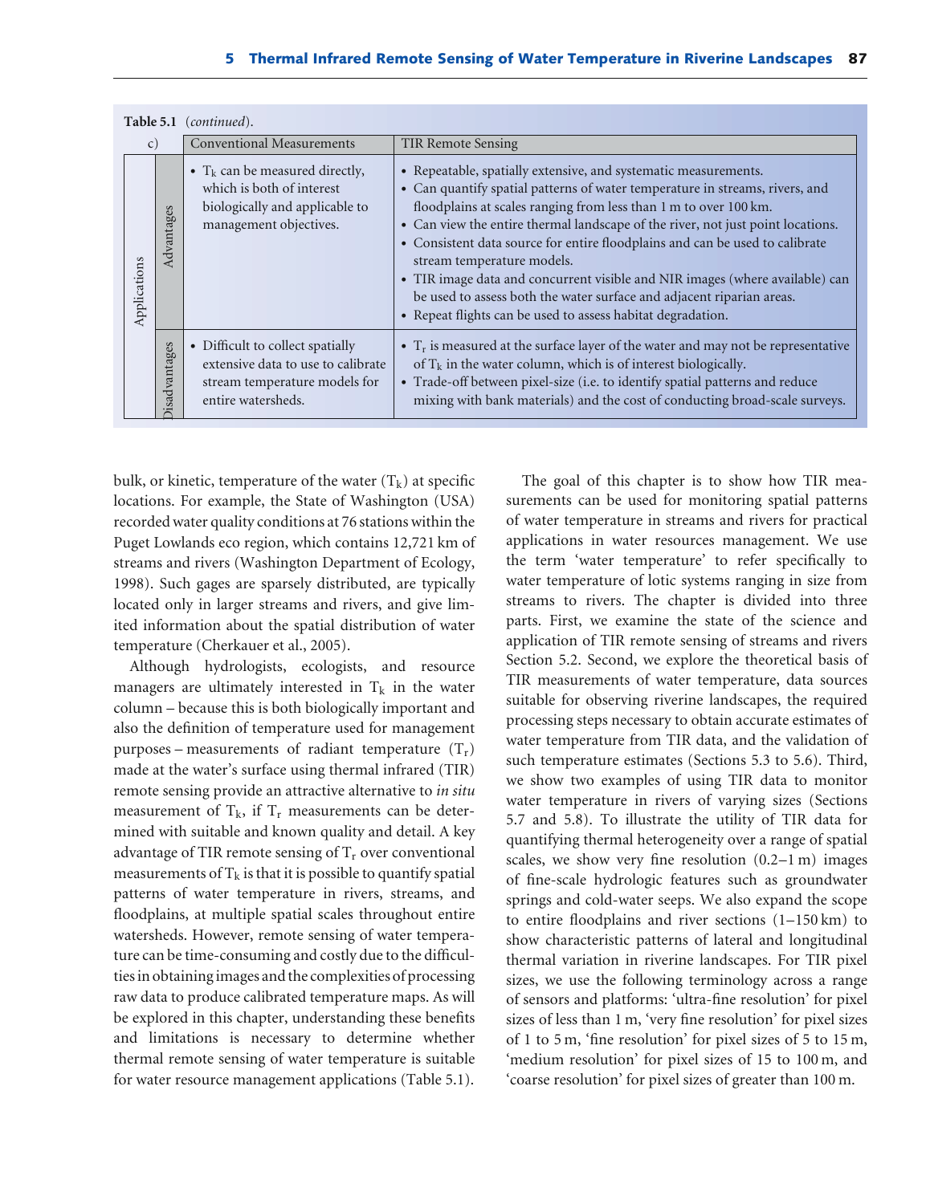**Table 5.1** (*continued*).

| c) | | Conventional Measurements | TIR Remote Sensing |
|---|---|---|---|
| Applications | Advantages | • $T_k$ can be measured directly, which is both of interest biologically and applicable to management objectives. | • Repeatable, spatially extensive, and systematic measurements. • Can quantify spatial patterns of water temperature in streams, rivers, and floodplains at scales ranging from less than 1 m to over 100 km. • Can view the entire thermal landscape of the river, not just point locations. • Consistent data source for entire floodplains and can be used to calibrate stream temperature models. • TIR image data and concurrent visible and NIR images (where available) can be used to assess both the water surface and adjacent riparian areas. • Repeat flights can be used to assess habitat degradation. |
| | Disadvantages | • Difficult to collect spatially extensive data to use to calibrate stream temperature models for entire watersheds. | • $T_r$ is measured at the surface layer of the water and may not be representative of $T_k$ in the water column, which is of interest biologically. • Trade-off between pixel-size (i.e. to identify spatial patterns and reduce mixing with bank materials) and the cost of conducting broad-scale surveys. |

bulk, or kinetic, temperature of the water ($T_k$) at specific locations. For example, the State of Washington (USA) recorded water quality conditions at 76 stations within the Puget Lowlands eco region, which contains 12,721 km of streams and rivers (Washington Department of Ecology, 1998). Such gages are sparsely distributed, are typically located only in larger streams and rivers, and give limited information about the spatial distribution of water temperature (Cherkauer et al., 2005).

Although hydrologists, ecologists, and resource managers are ultimately interested in $T_k$ in the water column – because this is both biologically important and also the definition of temperature used for management purposes – measurements of radiant temperature ($T_r$) made at the water's surface using thermal infrared (TIR) remote sensing provide an attractive alternative to *in situ* measurement of $T_k$, if $T_r$ measurements can be determined with suitable and known quality and detail. A key advantage of TIR remote sensing of $T_r$ over conventional measurements of $T_k$ is that it is possible to quantify spatial patterns of water temperature in rivers, streams, and floodplains, at multiple spatial scales throughout entire watersheds. However, remote sensing of water temperature can be time-consuming and costly due to the difficulties in obtaining images and the complexities of processing raw data to produce calibrated temperature maps. As will be explored in this chapter, understanding these benefits and limitations is necessary to determine whether thermal remote sensing of water temperature is suitable for water resource management applications (Table 5.1).

The goal of this chapter is to show how TIR measurements can be used for monitoring spatial patterns of water temperature in streams and rivers for practical applications in water resources management. We use the term 'water temperature' to refer specifically to water temperature of lotic systems ranging in size from streams to rivers. The chapter is divided into three parts. First, we examine the state of the science and application of TIR remote sensing of streams and rivers Section 5.2. Second, we explore the theoretical basis of TIR measurements of water temperature, data sources suitable for observing riverine landscapes, the required processing steps necessary to obtain accurate estimates of water temperature from TIR data, and the validation of such temperature estimates (Sections 5.3 to 5.6). Third, we show two examples of using TIR data to monitor water temperature in rivers of varying sizes (Sections 5.7 and 5.8). To illustrate the utility of TIR data for quantifying thermal heterogeneity over a range of spatial scales, we show very fine resolution (0.2–1 m) images of fine-scale hydrologic features such as groundwater springs and cold-water seeps. We also expand the scope to entire floodplains and river sections (1–150 km) to show characteristic patterns of lateral and longitudinal thermal variation in riverine landscapes. For TIR pixel sizes, we use the following terminology across a range of sensors and platforms: 'ultra-fine resolution' for pixel sizes of less than 1 m, 'very fine resolution' for pixel sizes of 1 to 5 m, 'fine resolution' for pixel sizes of 5 to 15 m, 'medium resolution' for pixel sizes of 15 to 100 m, and 'coarse resolution' for pixel sizes of greater than 100 m.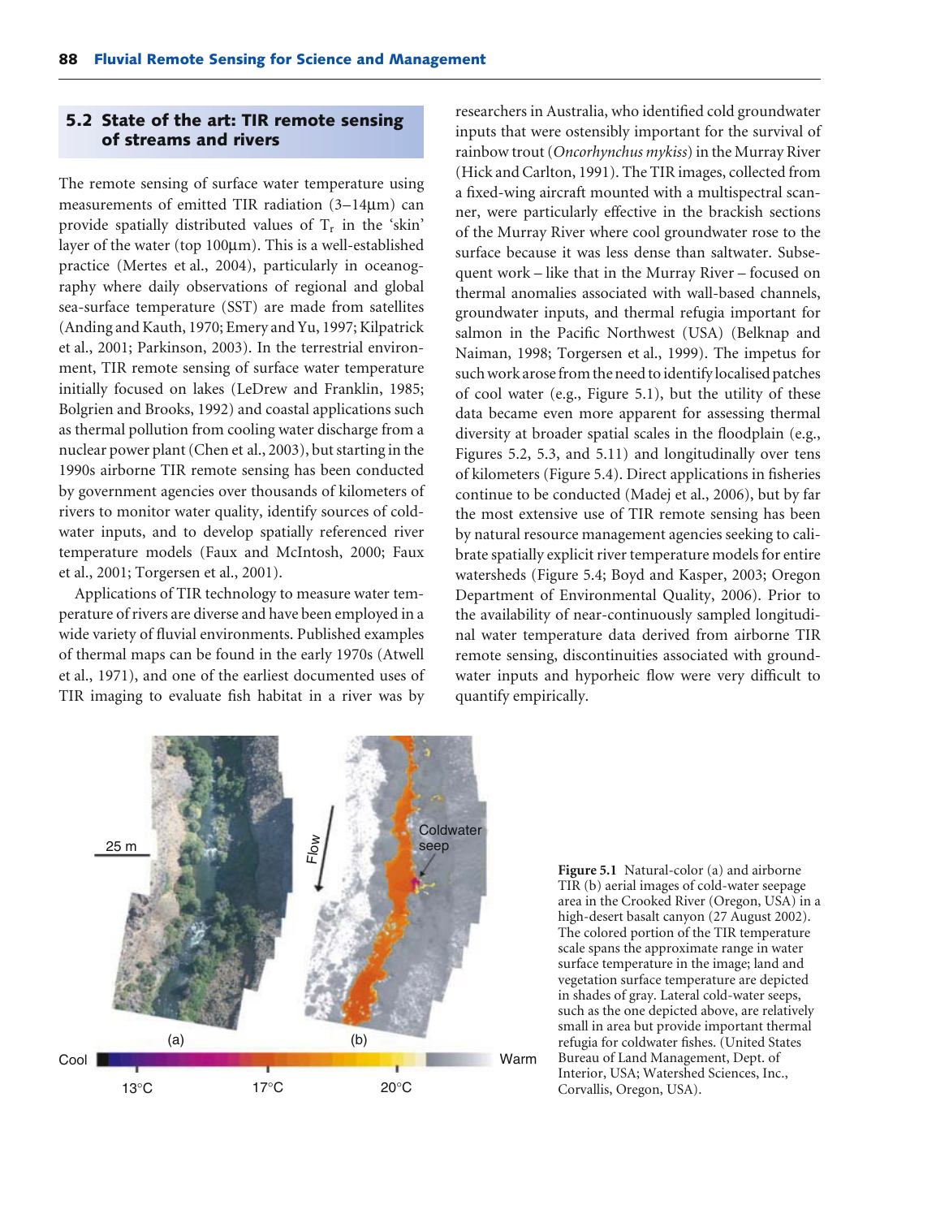## 5.2 State of the art: TIR remote sensing of streams and rivers

The remote sensing of surface water temperature using measurements of emitted TIR radiation (3–14μm) can provide spatially distributed values of $T_r$ in the 'skin' layer of the water (top 100μm). This is a well-established practice (Mertes et al., 2004), particularly in oceanography where daily observations of regional and global sea-surface temperature (SST) are made from satellites (Anding and Kauth, 1970; Emery and Yu, 1997; Kilpatrick et al., 2001; Parkinson, 2003). In the terrestrial environment, TIR remote sensing of surface water temperature initially focused on lakes (LeDrew and Franklin, 1985; Bolgrien and Brooks, 1992) and coastal applications such as thermal pollution from cooling water discharge from a nuclear power plant (Chen et al., 2003), but starting in the 1990s airborne TIR remote sensing has been conducted by government agencies over thousands of kilometers of rivers to monitor water quality, identify sources of cold-water inputs, and to develop spatially referenced river temperature models (Faux and McIntosh, 2000; Faux et al., 2001; Torgersen et al., 2001).

Applications of TIR technology to measure water temperature of rivers are diverse and have been employed in a wide variety of fluvial environments. Published examples of thermal maps can be found in the early 1970s (Atwell et al., 1971), and one of the earliest documented uses of TIR imaging to evaluate fish habitat in a river was by researchers in Australia, who identified cold groundwater inputs that were ostensibly important for the survival of rainbow trout (*Oncorhynchus mykiss*) in the Murray River (Hick and Carlton, 1991). The TIR images, collected from a fixed-wing aircraft mounted with a multispectral scanner, were particularly effective in the brackish sections of the Murray River where cool groundwater rose to the surface because it was less dense than saltwater. Subsequent work – like that in the Murray River – focused on thermal anomalies associated with wall-based channels, groundwater inputs, and thermal refugia important for salmon in the Pacific Northwest (USA) (Belknap and Naiman, 1998; Torgersen et al., 1999). The impetus for such work arose from the need to identify localised patches of cool water (e.g., Figure 5.1), but the utility of these data became even more apparent for assessing thermal diversity at broader spatial scales in the floodplain (e.g., Figures 5.2, 5.3, and 5.11) and longitudinally over tens of kilometers (Figure 5.4). Direct applications in fisheries continue to be conducted (Madej et al., 2006), but by far the most extensive use of TIR remote sensing has been by natural resource management agencies seeking to calibrate spatially explicit river temperature models for entire watersheds (Figure 5.4; Boyd and Kasper, 2003; Oregon Department of Environmental Quality, 2006). Prior to the availability of near-continuously sampled longitudinal water temperature data derived from airborne TIR remote sensing, discontinuities associated with groundwater inputs and hyporheic flow were very difficult to quantify empirically.

**Figure 5.1** Natural-color (a) and airborne TIR (b) aerial images of cold-water seepage area in the Crooked River (Oregon, USA) in a high-desert basalt canyon (27 August 2002). The colored portion of the TIR temperature scale spans the approximate range in water surface temperature in the image; land and vegetation surface temperature are depicted in shades of gray. Lateral cold-water seeps, such as the one depicted above, are relatively small in area but provide important thermal refugia for coldwater fishes. (United States Bureau of Land Management, Dept. of Interior, USA; Watershed Sciences, Inc., Corvallis, Oregon, USA).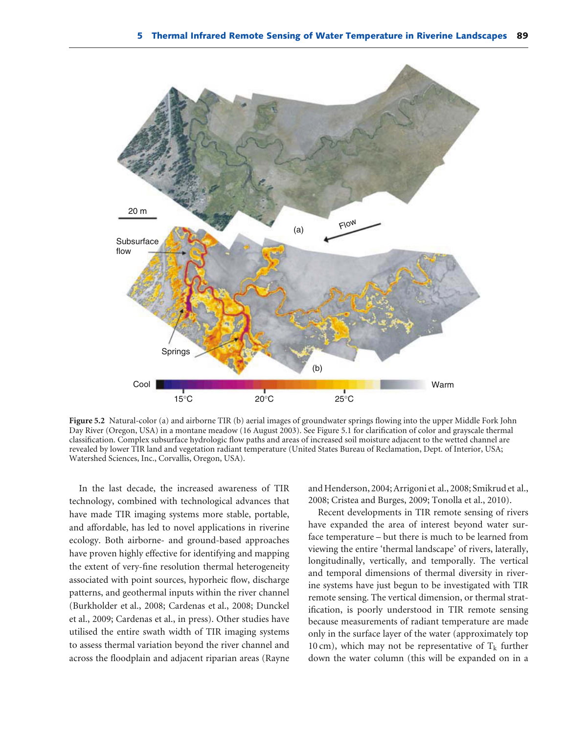**Figure 5.2** Natural-color (a) and airborne TIR (b) aerial images of groundwater springs flowing into the upper Middle Fork John Day River (Oregon, USA) in a montane meadow (16 August 2003). See Figure 5.1 for clarification of color and grayscale thermal classification. Complex subsurface hydrologic flow paths and areas of increased soil moisture adjacent to the wetted channel are revealed by lower TIR land and vegetation radiant temperature (United States Bureau of Reclamation, Dept. of Interior, USA; Watershed Sciences, Inc., Corvallis, Oregon, USA).

In the last decade, the increased awareness of TIR technology, combined with technological advances that have made TIR imaging systems more stable, portable, and affordable, has led to novel applications in riverine ecology. Both airborne- and ground-based approaches have proven highly effective for identifying and mapping the extent of very-fine resolution thermal heterogeneity associated with point sources, hyporheic flow, discharge patterns, and geothermal inputs within the river channel (Burkholder et al., 2008; Cardenas et al., 2008; Dunckel et al., 2009; Cardenas et al., in press). Other studies have utilised the entire swath width of TIR imaging systems to assess thermal variation beyond the river channel and across the floodplain and adjacent riparian areas (Rayne and Henderson, 2004; Arrigoni et al., 2008; Smikrud et al., 2008; Cristea and Burges, 2009; Tonolla et al., 2010).

Recent developments in TIR remote sensing of rivers have expanded the area of interest beyond water surface temperature – but there is much to be learned from viewing the entire 'thermal landscape' of rivers, laterally, longitudinally, vertically, and temporally. The vertical and temporal dimensions of thermal diversity in riverine systems have just begun to be investigated with TIR remote sensing. The vertical dimension, or thermal stratification, is poorly understood in TIR remote sensing because measurements of radiant temperature are made only in the surface layer of the water (approximately top 10 cm), which may not be representative of $T_k$ further down the water column (this will be expanded on in a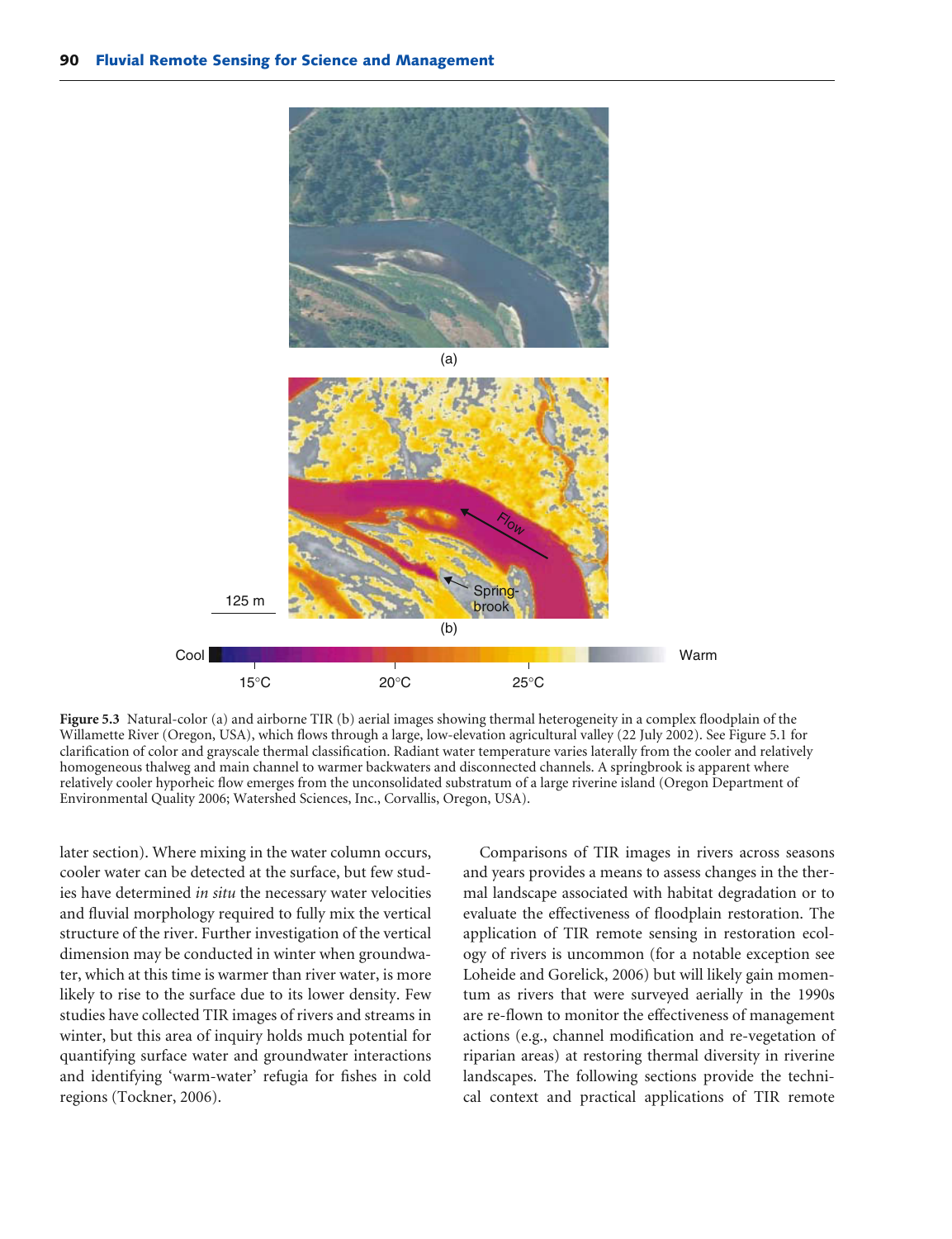(a)

125 m

Flow

Spring-brook

(b)

Cool

Warm

15°C

20°C

25°C

**Figure 5.3** Natural-color (a) and airborne TIR (b) aerial images showing thermal heterogeneity in a complex floodplain of the Willamette River (Oregon, USA), which flows through a large, low-elevation agricultural valley (22 July 2002). See Figure 5.1 for clarification of color and grayscale thermal classification. Radiant water temperature varies laterally from the cooler and relatively homogeneous thalweg and main channel to warmer backwaters and disconnected channels. A springbrook is apparent where relatively cooler hyporheic flow emerges from the unconsolidated substratum of a large riverine island (Oregon Department of Environmental Quality 2006; Watershed Sciences, Inc., Corvallis, Oregon, USA).

later section). Where mixing in the water column occurs, cooler water can be detected at the surface, but few studies have determined *in situ* the necessary water velocities and fluvial morphology required to fully mix the vertical structure of the river. Further investigation of the vertical dimension may be conducted in winter when groundwater, which at this time is warmer than river water, is more likely to rise to the surface due to its lower density. Few studies have collected TIR images of rivers and streams in winter, but this area of inquiry holds much potential for quantifying surface water and groundwater interactions and identifying 'warm-water' refugia for fishes in cold regions (Tockner, 2006).

Comparisons of TIR images in rivers across seasons and years provides a means to assess changes in the thermal landscape associated with habitat degradation or to evaluate the effectiveness of floodplain restoration. The application of TIR remote sensing in restoration ecology of rivers is uncommon (for a notable exception see Loheide and Gorelick, 2006) but will likely gain momentum as rivers that were surveyed aerially in the 1990s are re-flown to monitor the effectiveness of management actions (e.g., channel modification and re-vegetation of riparian areas) at restoring thermal diversity in riverine landscapes. The following sections provide the technical context and practical applications of TIR remote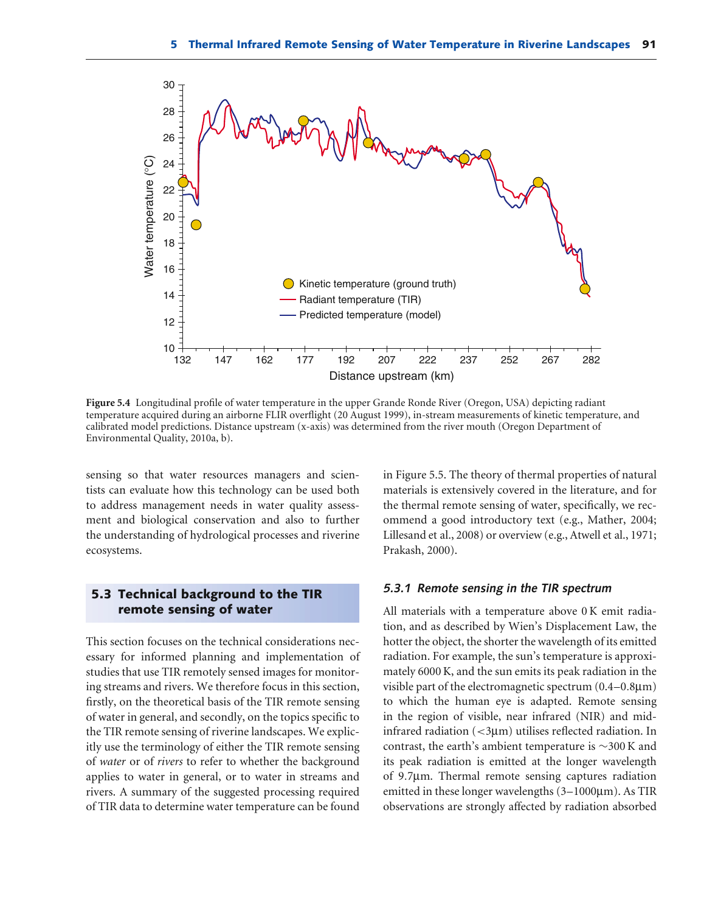Figure 5.4 Longitudinal profile of water temperature in the upper Grande Ronde River (Oregon, USA) depicting radiant temperature acquired during an airborne FLIR overflight (20 August 1999), in-stream measurements of kinetic temperature, and calibrated model predictions. Distance upstream (x-axis) was determined from the river mouth (Oregon Department of Environmental Quality, 2010a, b).

sensing so that water resources managers and scientists can evaluate how this technology can be used both to address management needs in water quality assessment and biological conservation and also to further the understanding of hydrological processes and riverine ecosystems.

## 5.3 Technical background to the TIR remote sensing of water

This section focuses on the technical considerations necessary for informed planning and implementation of studies that use TIR remotely sensed images for monitoring streams and rivers. We therefore focus in this section, firstly, on the theoretical basis of the TIR remote sensing of water in general, and secondly, on the topics specific to the TIR remote sensing of riverine landscapes. We explicitly use the terminology of either the TIR remote sensing of *water* or of *rivers* to refer to whether the background applies to water in general, or to water in streams and rivers. A summary of the suggested processing required of TIR data to determine water temperature can be found in Figure 5.5. The theory of thermal properties of natural materials is extensively covered in the literature, and for the thermal remote sensing of water, specifically, we recommend a good introductory text (e.g., Mather, 2004; Lillesand et al., 2008) or overview (e.g., Atwell et al., 1971; Prakash, 2000).

### *5.3.1 Remote sensing in the TIR spectrum*

All materials with a temperature above 0 K emit radiation, and as described by Wien's Displacement Law, the hotter the object, the shorter the wavelength of its emitted radiation. For example, the sun's temperature is approximately 6000 K, and the sun emits its peak radiation in the visible part of the electromagnetic spectrum (0.4–0.8μm) to which the human eye is adapted. Remote sensing in the region of visible, near infrared (NIR) and mid-infrared radiation (<3μm) utilises reflected radiation. In contrast, the earth's ambient temperature is ~300 K and its peak radiation is emitted at the longer wavelength of 9.7μm. Thermal remote sensing captures radiation emitted in these longer wavelengths (3–1000μm). As TIR observations are strongly affected by radiation absorbed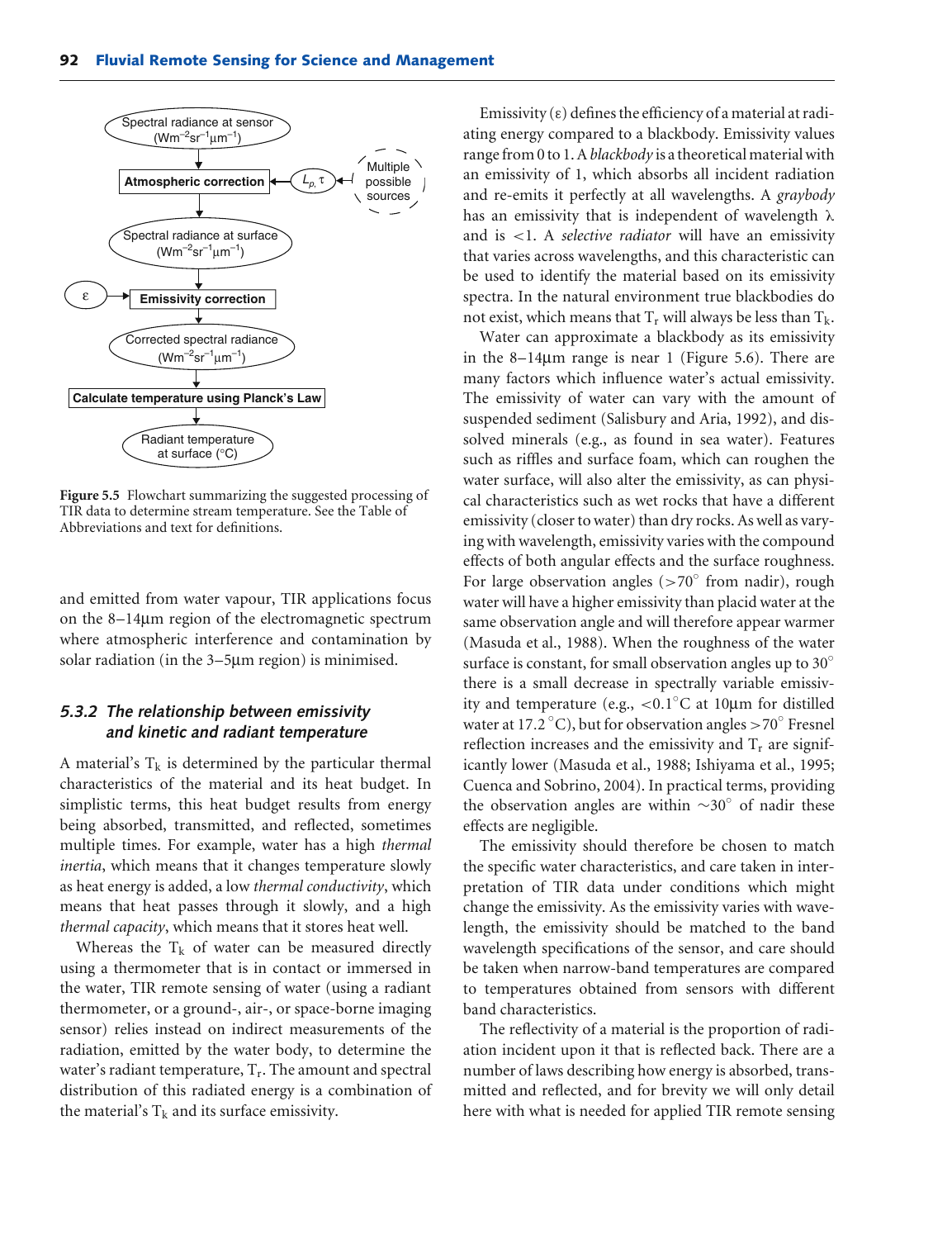Figure 5.5 Flowchart summarizing the suggested processing of TIR data to determine stream temperature. See the Table of Abbreviations and text for definitions.

and emitted from water vapour, TIR applications focus on the 8–14μm region of the electromagnetic spectrum where atmospheric interference and contamination by solar radiation (in the 3–5μm region) is minimised.

### 5.3.2 The relationship between emissivity and kinetic and radiant temperature

A material's $T_k$ is determined by the particular thermal characteristics of the material and its heat budget. In simplistic terms, this heat budget results from energy being absorbed, transmitted, and reflected, sometimes multiple times. For example, water has a high *thermal inertia*, which means that it changes temperature slowly as heat energy is added, a low *thermal conductivity*, which means that heat passes through it slowly, and a high *thermal capacity*, which means that it stores heat well.

Whereas the $T_k$ of water can be measured directly using a thermometer that is in contact or immersed in the water, TIR remote sensing of water (using a radiant thermometer, or a ground-, air-, or space-borne imaging sensor) relies instead on indirect measurements of the radiation, emitted by the water body, to determine the water's radiant temperature, $T_r$. The amount and spectral distribution of this radiated energy is a combination of the material's $T_k$ and its surface emissivity.

Emissivity ($\varepsilon$) defines the efficiency of a material at radiating energy compared to a blackbody. Emissivity values range from 0 to 1. A *blackbody* is a theoretical material with an emissivity of 1, which absorbs all incident radiation and re-emits it perfectly at all wavelengths. A *graybody* has an emissivity that is independent of wavelength $\lambda$ and is $<1$. A *selective radiator* will have an emissivity that varies across wavelengths, and this characteristic can be used to identify the material based on its emissivity spectra. In the natural environment true blackbodies do not exist, which means that $T_r$ will always be less than $T_k$.

Water can approximate a blackbody as its emissivity in the 8–14μm range is near 1 (Figure 5.6). There are many factors which influence water's actual emissivity. The emissivity of water can vary with the amount of suspended sediment (Salisbury and Aria, 1992), and dissolved minerals (e.g., as found in sea water). Features such as riffles and surface foam, which can roughen the water surface, will also alter the emissivity, as can physical characteristics such as wet rocks that have a different emissivity (closer to water) than dry rocks. As well as varying with wavelength, emissivity varies with the compound effects of both angular effects and the surface roughness. For large observation angles ($>70°$ from nadir), rough water will have a higher emissivity than placid water at the same observation angle and will therefore appear warmer (Masuda et al., 1988). When the roughness of the water surface is constant, for small observation angles up to 30° there is a small decrease in spectrally variable emissivity and temperature (e.g., $<0.1$°C at 10μm for distilled water at 17.2 °C), but for observation angles $>70°$ Fresnel reflection increases and the emissivity and $T_r$ are significantly lower (Masuda et al., 1988; Ishiyama et al., 1995; Cuenca and Sobrino, 2004). In practical terms, providing the observation angles are within ~30° of nadir these effects are negligible.

The emissivity should therefore be chosen to match the specific water characteristics, and care taken in interpretation of TIR data under conditions which might change the emissivity. As the emissivity varies with wavelength, the emissivity should be matched to the band wavelength specifications of the sensor, and care should be taken when narrow-band temperatures are compared to temperatures obtained from sensors with different band characteristics.

The reflectivity of a material is the proportion of radiation incident upon it that is reflected back. There are a number of laws describing how energy is absorbed, transmitted and reflected, and for brevity we will only detail here with what is needed for applied TIR remote sensing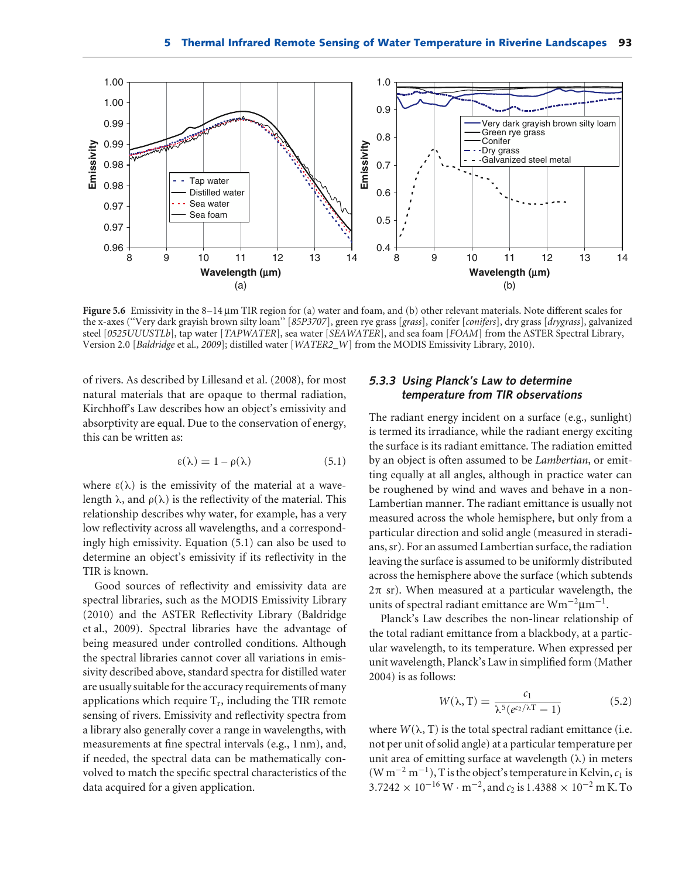Figure 5.6 Emissivity in the 8–14 µm TIR region for (a) water and foam, and (b) other relevant materials. Note different scales for the x-axes ("Very dark grayish brown silty loam" [*85P3707*], green rye grass [*grass*], conifer [*conifers*], dry grass [*drygrass*], galvanized steel [*0525UUUSTLb*], tap water [*TAPWATER*], sea water [*SEAWATER*], and sea foam [*FOAM*] from the ASTER Spectral Library, Version 2.0 [*Baldridge* et al., *2009*]; distilled water [*WATER2_W*] from the MODIS Emissivity Library, 2010).

of rivers. As described by Lillesand et al. (2008), for most natural materials that are opaque to thermal radiation, Kirchhoff's Law describes how an object's emissivity and absorptivity are equal. Due to the conservation of energy, this can be written as:

$$\varepsilon(\lambda) = 1 - \rho(\lambda) \tag{5.1}$$

where $\varepsilon(\lambda)$ is the emissivity of the material at a wavelength $\lambda$, and $\rho(\lambda)$ is the reflectivity of the material. This relationship describes why water, for example, has a very low reflectivity across all wavelengths, and a correspondingly high emissivity. Equation (5.1) can also be used to determine an object's emissivity if its reflectivity in the TIR is known.

Good sources of reflectivity and emissivity data are spectral libraries, such as the MODIS Emissivity Library (2010) and the ASTER Reflectivity Library (Baldridge et al., 2009). Spectral libraries have the advantage of being measured under controlled conditions. Although the spectral libraries cannot cover all variations in emissivity described above, standard spectra for distilled water are usually suitable for the accuracy requirements of many applications which require $T_r$, including the TIR remote sensing of rivers. Emissivity and reflectivity spectra from a library also generally cover a range in wavelengths, with measurements at fine spectral intervals (e.g., 1 nm), and, if needed, the spectral data can be mathematically convolved to match the specific spectral characteristics of the data acquired for a given application.

### *5.3.3 Using Planck's Law to determine temperature from TIR observations*

The radiant energy incident on a surface (e.g., sunlight) is termed its irradiance, while the radiant energy exciting the surface is its radiant emittance. The radiation emitted by an object is often assumed to be *Lambertian*, or emitting equally at all angles, although in practice water can be roughened by wind and waves and behave in a non-Lambertian manner. The radiant emittance is usually not measured across the whole hemisphere, but only from a particular direction and solid angle (measured in steradians, sr). For an assumed Lambertian surface, the radiation leaving the surface is assumed to be uniformly distributed across the hemisphere above the surface (which subtends $2\pi$ sr). When measured at a particular wavelength, the units of spectral radiant emittance are $\mathrm{W m^{-2} \mu m^{-1}}$.

Planck's Law describes the non-linear relationship of the total radiant emittance from a blackbody, at a particular wavelength, to its temperature. When expressed per unit wavelength, Planck's Law in simplified form (Mather 2004) is as follows:

$$W(\lambda, \mathrm{T}) = \frac{c_1}{\lambda^5 (e^{c_2/\lambda \mathrm{T}} - 1)} \tag{5.2}$$

where $W(\lambda, \mathrm{T})$ is the total spectral radiant emittance (i.e. not per unit of solid angle) at a particular temperature per unit area of emitting surface at wavelength ($\lambda$) in meters ($\mathrm{W\,m^{-2}\,m^{-1}}$), T is the object's temperature in Kelvin, $c_1$ is $3.7242 \times 10^{-16}\ \mathrm{W \cdot m^{-2}}$, and $c_2$ is $1.4388 \times 10^{-2}$ m K. To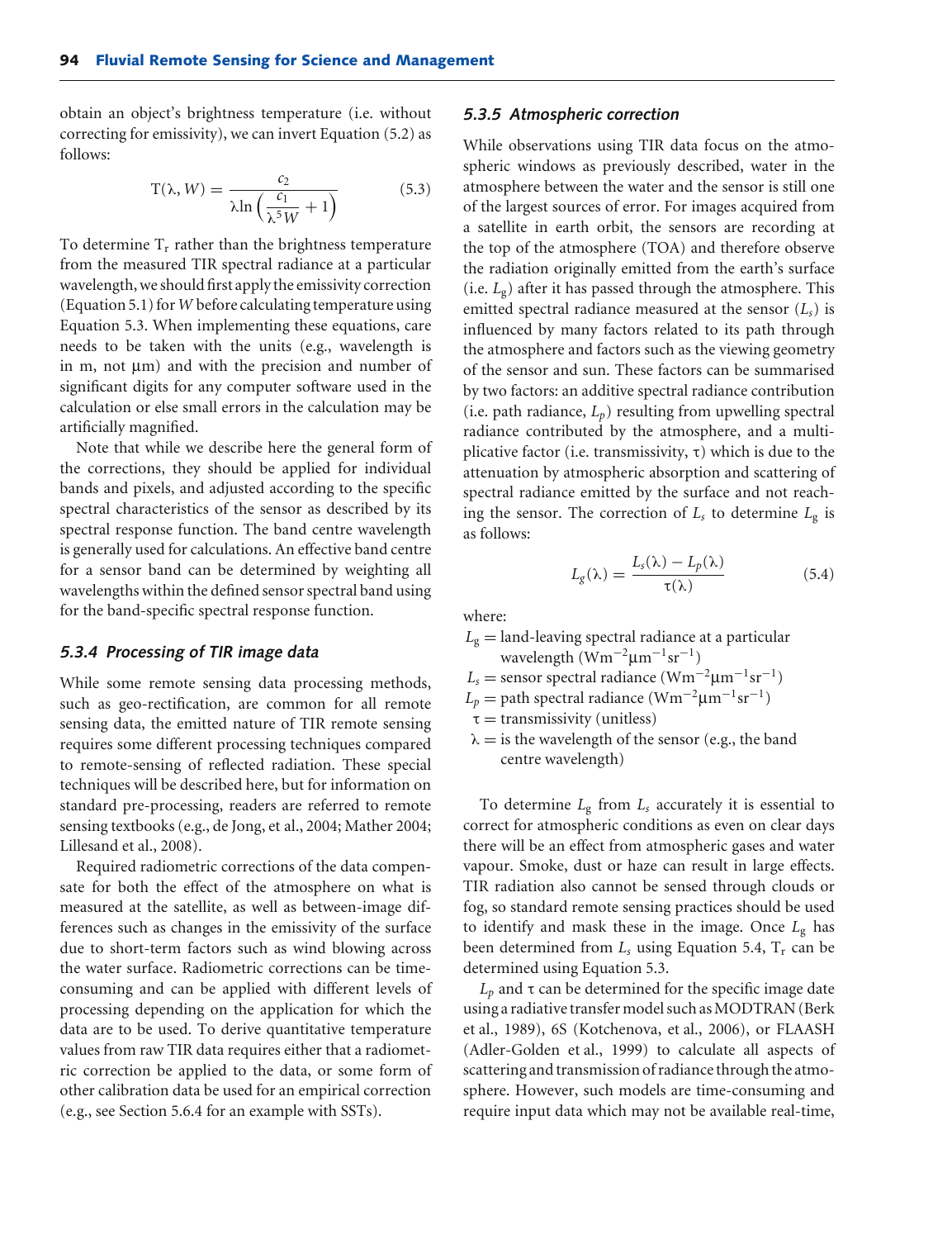obtain an object's brightness temperature (i.e. without correcting for emissivity), we can invert Equation (5.2) as follows:

$$T(\lambda, W) = \frac{c_2}{\lambda \ln\left(\frac{c_1}{\lambda^5 W} + 1\right)} \tag{5.3}$$

To determine $T_r$ rather than the brightness temperature from the measured TIR spectral radiance at a particular wavelength, we should first apply the emissivity correction (Equation 5.1) for $W$ before calculating temperature using Equation 5.3. When implementing these equations, care needs to be taken with the units (e.g., wavelength is in m, not μm) and with the precision and number of significant digits for any computer software used in the calculation or else small errors in the calculation may be artificially magnified.

Note that while we describe here the general form of the corrections, they should be applied for individual bands and pixels, and adjusted according to the specific spectral characteristics of the sensor as described by its spectral response function. The band centre wavelength is generally used for calculations. An effective band centre for a sensor band can be determined by weighting all wavelengths within the defined sensor spectral band using for the band-specific spectral response function.

### *5.3.4 Processing of TIR image data*

While some remote sensing data processing methods, such as geo-rectification, are common for all remote sensing data, the emitted nature of TIR remote sensing requires some different processing techniques compared to remote-sensing of reflected radiation. These special techniques will be described here, but for information on standard pre-processing, readers are referred to remote sensing textbooks (e.g., de Jong, et al., 2004; Mather 2004; Lillesand et al., 2008).

Required radiometric corrections of the data compensate for both the effect of the atmosphere on what is measured at the satellite, as well as between-image differences such as changes in the emissivity of the surface due to short-term factors such as wind blowing across the water surface. Radiometric corrections can be time-consuming and can be applied with different levels of processing depending on the application for which the data are to be used. To derive quantitative temperature values from raw TIR data requires either that a radiometric correction be applied to the data, or some form of other calibration data be used for an empirical correction (e.g., see Section 5.6.4 for an example with SSTs).

### *5.3.5 Atmospheric correction*

While observations using TIR data focus on the atmospheric windows as previously described, water in the atmosphere between the water and the sensor is still one of the largest sources of error. For images acquired from a satellite in earth orbit, the sensors are recording at the top of the atmosphere (TOA) and therefore observe the radiation originally emitted from the earth's surface (i.e. $L_g$) after it has passed through the atmosphere. This emitted spectral radiance measured at the sensor ($L_s$) is influenced by many factors related to its path through the atmosphere and factors such as the viewing geometry of the sensor and sun. These factors can be summarised by two factors: an additive spectral radiance contribution (i.e. path radiance, $L_p$) resulting from upwelling spectral radiance contributed by the atmosphere, and a multiplicative factor (i.e. transmissivity, $\tau$) which is due to the attenuation by atmospheric absorption and scattering of spectral radiance emitted by the surface and not reaching the sensor. The correction of $L_s$ to determine $L_g$ is as follows:

$$L_g(\lambda) = \frac{L_s(\lambda) - L_p(\lambda)}{\tau(\lambda)} \tag{5.4}$$

where:

$L_g$ = land-leaving spectral radiance at a particular wavelength ($\mathrm{Wm^{-2}\mu m^{-1}sr^{-1}}$)
$L_s$ = sensor spectral radiance ($\mathrm{Wm^{-2}\mu m^{-1}sr^{-1}}$)
$L_p$ = path spectral radiance ($\mathrm{Wm^{-2}\mu m^{-1}sr^{-1}}$)
$\tau$ = transmissivity (unitless)
$\lambda$ = is the wavelength of the sensor (e.g., the band centre wavelength)

To determine $L_g$ from $L_s$ accurately it is essential to correct for atmospheric conditions as even on clear days there will be an effect from atmospheric gases and water vapour. Smoke, dust or haze can result in large effects. TIR radiation also cannot be sensed through clouds or fog, so standard remote sensing practices should be used to identify and mask these in the image. Once $L_g$ has been determined from $L_s$ using Equation 5.4, $T_r$ can be determined using Equation 5.3.

$L_p$ and $\tau$ can be determined for the specific image date using a radiative transfer model such as MODTRAN (Berk et al., 1989), 6S (Kotchenova, et al., 2006), or FLAASH (Adler-Golden et al., 1999) to calculate all aspects of scattering and transmission of radiance through the atmosphere. However, such models are time-consuming and require input data which may not be available real-time,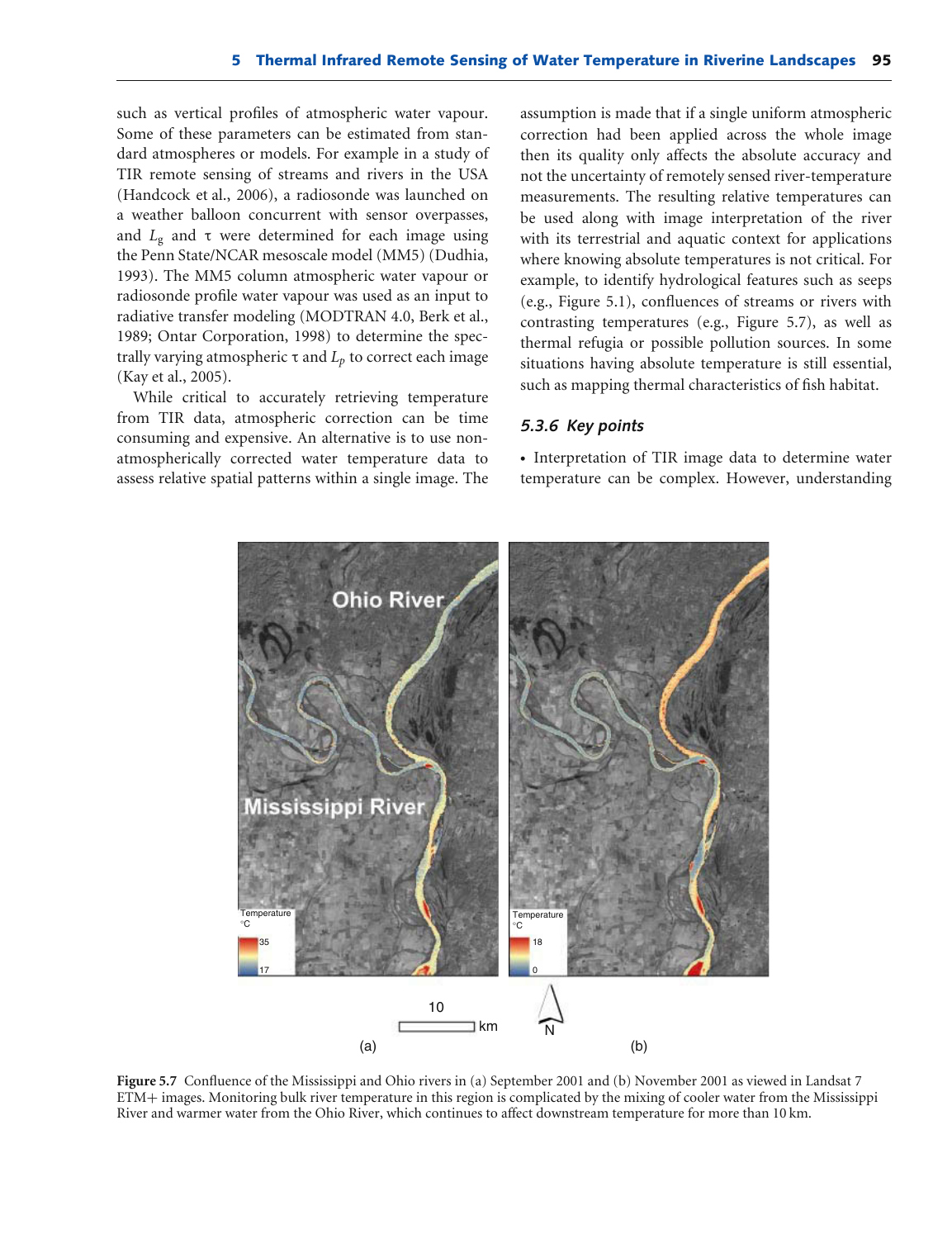such as vertical profiles of atmospheric water vapour. Some of these parameters can be estimated from standard atmospheres or models. For example in a study of TIR remote sensing of streams and rivers in the USA (Handcock et al., 2006), a radiosonde was launched on a weather balloon concurrent with sensor overpasses, and $L_g$ and $\tau$ were determined for each image using the Penn State/NCAR mesoscale model (MM5) (Dudhia, 1993). The MM5 column atmospheric water vapour or radiosonde profile water vapour was used as an input to radiative transfer modeling (MODTRAN 4.0, Berk et al., 1989; Ontar Corporation, 1998) to determine the spectrally varying atmospheric $\tau$ and $L_p$ to correct each image (Kay et al., 2005).

While critical to accurately retrieving temperature from TIR data, atmospheric correction can be time consuming and expensive. An alternative is to use non-atmospherically corrected water temperature data to assess relative spatial patterns within a single image. The assumption is made that if a single uniform atmospheric correction had been applied across the whole image then its quality only affects the absolute accuracy and not the uncertainty of remotely sensed river-temperature measurements. The resulting relative temperatures can be used along with image interpretation of the river with its terrestrial and aquatic context for applications where knowing absolute temperatures is not critical. For example, to identify hydrological features such as seeps (e.g., Figure 5.1), confluences of streams or rivers with contrasting temperatures (e.g., Figure 5.7), as well as thermal refugia or possible pollution sources. In some situations having absolute temperature is still essential, such as mapping thermal characteristics of fish habitat.

### 5.3.6 Key points

- Interpretation of TIR image data to determine water temperature can be complex. However, understanding

**Figure 5.7** Confluence of the Mississippi and Ohio rivers in (a) September 2001 and (b) November 2001 as viewed in Landsat 7 ETM+ images. Monitoring bulk river temperature in this region is complicated by the mixing of cooler water from the Mississippi River and warmer water from the Ohio River, which continues to affect downstream temperature for more than 10 km.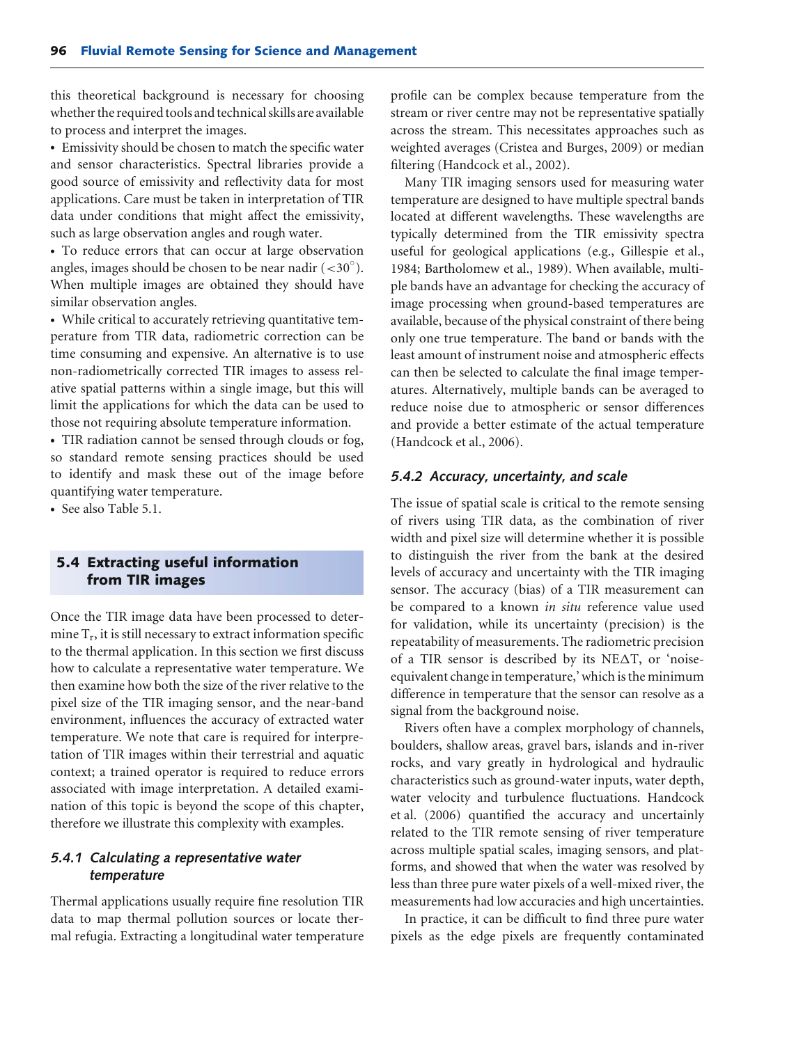this theoretical background is necessary for choosing whether the required tools and technical skills are available to process and interpret the images.

- Emissivity should be chosen to match the specific water and sensor characteristics. Spectral libraries provide a good source of emissivity and reflectivity data for most TIR applications. Care must be taken in interpretation of TIR data under conditions that might affect the emissivity, such as large observation angles and rough water.
- To reduce errors that can occur at large observation angles, images should be chosen to be near nadir ($<30^{\circ}$). When multiple images are obtained they should have similar observation angles.
- While critical to accurately retrieving quantitative temperature from TIR data, radiometric correction can be time consuming and expensive. An alternative is to use non-radiometrically corrected TIR images to assess relative spatial patterns within a single image, but this will limit the applications for which the data can be used to those not requiring absolute temperature information.
- TIR radiation cannot be sensed through clouds or fog, so standard remote sensing practices should be used to identify and mask these out of the image before quantifying water temperature.
- See also Table 5.1.

## 5.4 Extracting useful information from TIR images

Once the TIR image data have been processed to determine $T_r$, it is still necessary to extract information specific to the thermal application. In this section we first discuss how to calculate a representative water temperature. We then examine how both the size of the river relative to the pixel size of the TIR imaging sensor, and the near-band environment, influences the accuracy of extracted water temperature. We note that care is required for interpretation of TIR images within their terrestrial and aquatic context; a trained operator is required to reduce errors associated with image interpretation. A detailed examination of this topic is beyond the scope of this chapter, therefore we illustrate this complexity with examples.

### *5.4.1 Calculating a representative water temperature*

Thermal applications usually require fine resolution TIR data to map thermal pollution sources or locate thermal refugia. Extracting a longitudinal water temperature profile can be complex because temperature from the stream or river centre may not be representative spatially across the stream. This necessitates approaches such as weighted averages (Cristea and Burges, 2009) or median filtering (Handcock et al., 2002).

Many TIR imaging sensors used for measuring water temperature are designed to have multiple spectral bands located at different wavelengths. These wavelengths are typically determined from the TIR emissivity spectra useful for geological applications (e.g., Gillespie et al., 1984; Bartholomew et al., 1989). When available, multiple bands have an advantage for checking the accuracy of image processing when ground-based temperatures are available, because of the physical constraint of there being only one true temperature. The band or bands with the least amount of instrument noise and atmospheric effects can then be selected to calculate the final image temperatures. Alternatively, multiple bands can be averaged to reduce noise due to atmospheric or sensor differences and provide a better estimate of the actual temperature (Handcock et al., 2006).

### *5.4.2 Accuracy, uncertainty, and scale*

The issue of spatial scale is critical to the remote sensing of rivers using TIR data, as the combination of river width and pixel size will determine whether it is possible to distinguish the river from the bank at the desired levels of accuracy and uncertainty with the TIR imaging sensor. The accuracy (bias) of a TIR measurement can be compared to a known *in situ* reference value used for validation, while its uncertainty (precision) is the repeatability of measurements. The radiometric precision of a TIR sensor is described by its NEΔT, or 'noise-equivalent change in temperature,' which is the minimum difference in temperature that the sensor can resolve as a signal from the background noise.

Rivers often have a complex morphology of channels, boulders, shallow areas, gravel bars, islands and in-river rocks, and vary greatly in hydrological and hydraulic characteristics such as ground-water inputs, water depth, water velocity and turbulence fluctuations. Handcock et al. (2006) quantified the accuracy and uncertainly related to the TIR remote sensing of river temperature across multiple spatial scales, imaging sensors, and platforms, and showed that when the water was resolved by less than three pure water pixels of a well-mixed river, the measurements had low accuracies and high uncertainties.

In practice, it can be difficult to find three pure water pixels as the edge pixels are frequently contaminated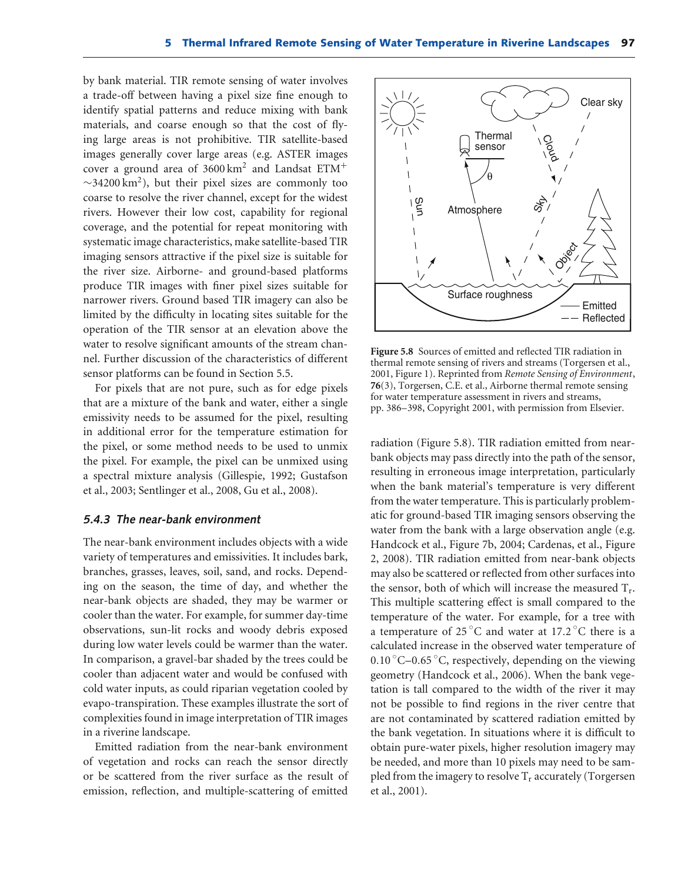by bank material. TIR remote sensing of water involves a trade-off between having a pixel size fine enough to identify spatial patterns and reduce mixing with bank materials, and coarse enough so that the cost of flying large areas is not prohibitive. TIR satellite-based images generally cover large areas (e.g. ASTER images cover a ground area of 3600 km$^2$ and Landsat ETM$^+$ ~34200 km$^2$), but their pixel sizes are commonly too coarse to resolve the river channel, except for the widest rivers. However their low cost, capability for regional coverage, and the potential for repeat monitoring with systematic image characteristics, make satellite-based TIR imaging sensors attractive if the pixel size is suitable for the river size. Airborne- and ground-based platforms produce TIR images with finer pixel sizes suitable for narrower rivers. Ground based TIR imagery can also be limited by the difficulty in locating sites suitable for the operation of the TIR sensor at an elevation above the water to resolve significant amounts of the stream channel. Further discussion of the characteristics of different sensor platforms can be found in Section 5.5.

For pixels that are not pure, such as for edge pixels that are a mixture of the bank and water, either a single emissivity needs to be assumed for the pixel, resulting in additional error for the temperature estimation for the pixel, or some method needs to be used to unmix the pixel. For example, the pixel can be unmixed using a spectral mixture analysis (Gillespie, 1992; Gustafson et al., 2003; Sentlinger et al., 2008, Gu et al., 2008).

### *5.4.3 The near-bank environment*

The near-bank environment includes objects with a wide variety of temperatures and emissivities. It includes bark, branches, grasses, leaves, soil, sand, and rocks. Depending on the season, the time of day, and whether the near-bank objects are shaded, they may be warmer or cooler than the water. For example, for summer day-time observations, sun-lit rocks and woody debris exposed during low water levels could be warmer than the water. In comparison, a gravel-bar shaded by the trees could be cooler than adjacent water and would be confused with cold water inputs, as could riparian vegetation cooled by evapo-transpiration. These examples illustrate the sort of complexities found in image interpretation of TIR images in a riverine landscape.

Emitted radiation from the near-bank environment of vegetation and rocks can reach the sensor directly or be scattered from the river surface as the result of emission, reflection, and multiple-scattering of emitted radiation (Figure 5.8). TIR radiation emitted from near-bank objects may pass directly into the path of the sensor, resulting in erroneous image interpretation, particularly when the bank material's temperature is very different from the water temperature. This is particularly problematic for ground-based TIR imaging sensors observing the water from the bank with a large observation angle (e.g. Handcock et al., Figure 7b, 2004; Cardenas, et al., Figure 2, 2008). TIR radiation emitted from near-bank objects may also be scattered or reflected from other surfaces into the sensor, both of which will increase the measured $T_r$. This multiple scattering effect is small compared to the temperature of the water. For example, for a tree with a temperature of 25 °C and water at 17.2 °C there is a calculated increase in the observed water temperature of 0.10 °C–0.65 °C, respectively, depending on the viewing geometry (Handcock et al., 2006). When the bank vegetation is tall compared to the width of the river it may not be possible to find regions in the river centre that are not contaminated by scattered radiation emitted by the bank vegetation. In situations where it is difficult to obtain pure-water pixels, higher resolution imagery may be needed, and more than 10 pixels may need to be sampled from the imagery to resolve $T_r$ accurately (Torgersen et al., 2001).

**Figure 5.8** Sources of emitted and reflected TIR radiation in thermal remote sensing of rivers and streams (Torgersen et al., 2001, Figure 1). Reprinted from *Remote Sensing of Environment*, **76**(3), Torgersen, C.E. et al., Airborne thermal remote sensing for water temperature assessment in rivers and streams, pp. 386–398, Copyright 2001, with permission from Elsevier.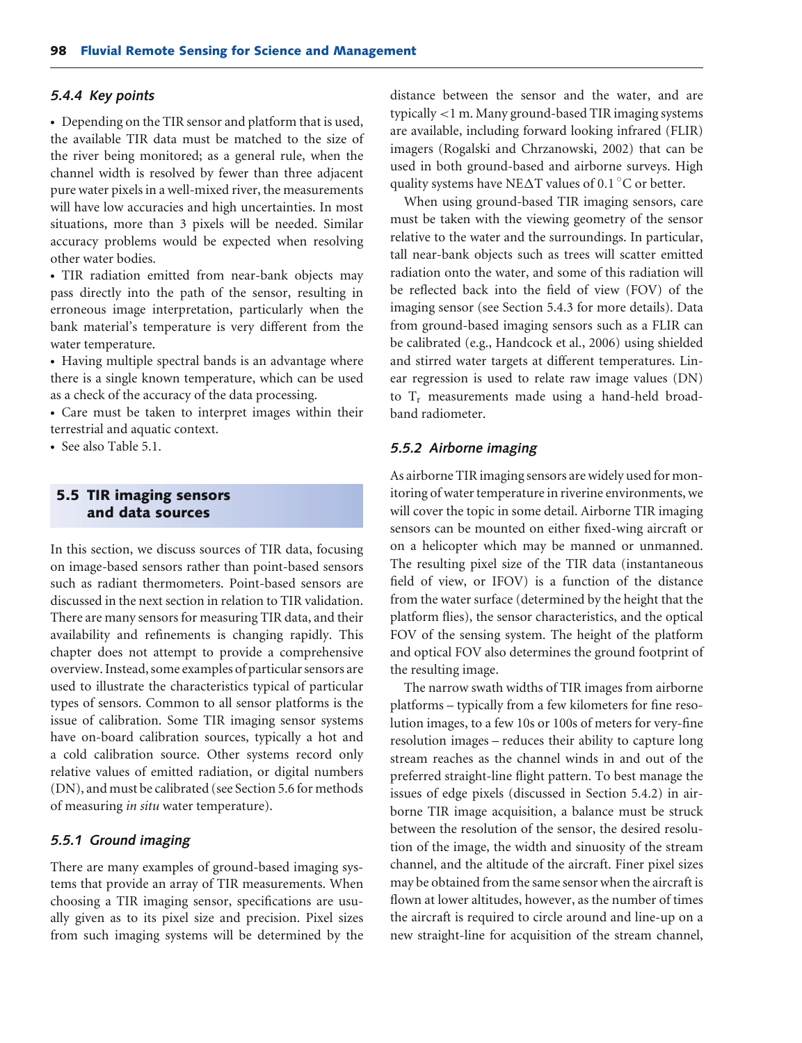### 5.4.4 Key points

- Depending on the TIR sensor and platform that is used, the available TIR data must be matched to the size of the river being monitored; as a general rule, when the channel width is resolved by fewer than three adjacent pure water pixels in a well-mixed river, the measurements will have low accuracies and high uncertainties. In most situations, more than 3 pixels will be needed. Similar accuracy problems would be expected when resolving other water bodies.
- TIR radiation emitted from near-bank objects may pass directly into the path of the sensor, resulting in erroneous image interpretation, particularly when the bank material's temperature is very different from the water temperature.
- Having multiple spectral bands is an advantage where there is a single known temperature, which can be used as a check of the accuracy of the data processing.
- Care must be taken to interpret images within their terrestrial and aquatic context.
- See also Table 5.1.

## 5.5 TIR imaging sensors and data sources

In this section, we discuss sources of TIR data, focusing on image-based sensors rather than point-based sensors such as radiant thermometers. Point-based sensors are discussed in the next section in relation to TIR validation. There are many sensors for measuring TIR data, and their availability and refinements is changing rapidly. This chapter does not attempt to provide a comprehensive overview. Instead, some examples of particular sensors are used to illustrate the characteristics typical of particular types of sensors. Common to all sensor platforms is the issue of calibration. Some TIR imaging sensor systems have on-board calibration sources, typically a hot and a cold calibration source. Other systems record only relative values of emitted radiation, or digital numbers (DN), and must be calibrated (see Section 5.6 for methods of measuring *in situ* water temperature).

### 5.5.1 Ground imaging

There are many examples of ground-based imaging systems that provide an array of TIR measurements. When choosing a TIR imaging sensor, specifications are usually given as to its pixel size and precision. Pixel sizes from such imaging systems will be determined by the distance between the sensor and the water, and are typically <1 m. Many ground-based TIR imaging systems are available, including forward looking infrared (FLIR) imagers (Rogalski and Chrzanowski, 2002) that can be used in both ground-based and airborne surveys. High quality systems have NE$\Delta$T values of 0.1 °C or better.

When using ground-based TIR imaging sensors, care must be taken with the viewing geometry of the sensor relative to the water and the surroundings. In particular, tall near-bank objects such as trees will scatter emitted radiation onto the water, and some of this radiation will be reflected back into the field of view (FOV) of the imaging sensor (see Section 5.4.3 for more details). Data from ground-based imaging sensors such as a FLIR can be calibrated (e.g., Handcock et al., 2006) using shielded and stirred water targets at different temperatures. Linear regression is used to relate raw image values (DN) to $T_r$ measurements made using a hand-held broadband radiometer.

### 5.5.2 Airborne imaging

As airborne TIR imaging sensors are widely used for monitoring of water temperature in riverine environments, we will cover the topic in some detail. Airborne TIR imaging sensors can be mounted on either fixed-wing aircraft or on a helicopter which may be manned or unmanned. The resulting pixel size of the TIR data (instantaneous field of view, or IFOV) is a function of the distance from the water surface (determined by the height that the platform flies), the sensor characteristics, and the optical FOV of the sensing system. The height of the platform and optical FOV also determines the ground footprint of the resulting image.

The narrow swath widths of TIR images from airborne platforms – typically from a few kilometers for fine resolution images, to a few 10s or 100s of meters for very-fine resolution images – reduces their ability to capture long stream reaches as the channel winds in and out of the preferred straight-line flight pattern. To best manage the issues of edge pixels (discussed in Section 5.4.2) in airborne TIR image acquisition, a balance must be struck between the resolution of the sensor, the desired resolution of the image, the width and sinuosity of the stream channel, and the altitude of the aircraft. Finer pixel sizes may be obtained from the same sensor when the aircraft is flown at lower altitudes, however, as the number of times the aircraft is required to circle around and line-up on a new straight-line for acquisition of the stream channel,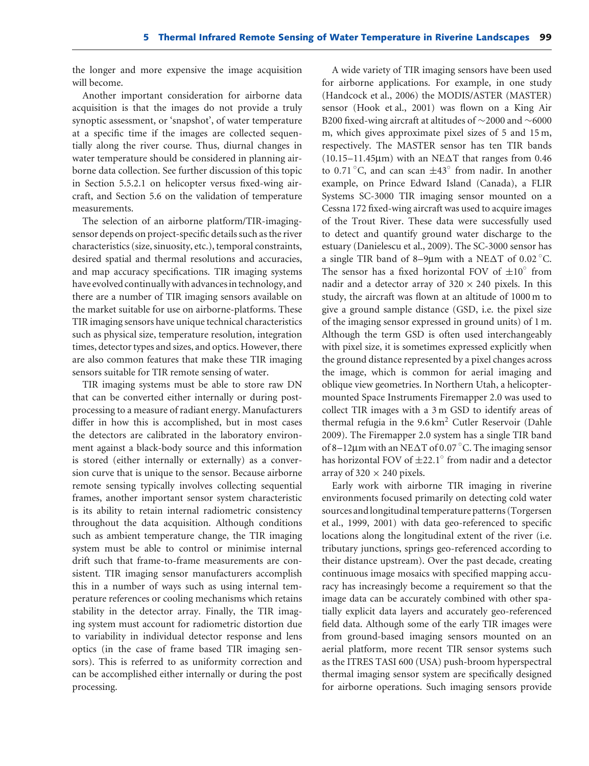the longer and more expensive the image acquisition will become.

Another important consideration for airborne data acquisition is that the images do not provide a truly synoptic assessment, or 'snapshot', of water temperature at a specific time if the images are collected sequentially along the river course. Thus, diurnal changes in water temperature should be considered in planning airborne data collection. See further discussion of this topic in Section 5.5.2.1 on helicopter versus fixed-wing aircraft, and Section 5.6 on the validation of temperature measurements.

The selection of an airborne platform/TIR-imaging-sensor depends on project-specific details such as the river characteristics (size, sinuosity, etc.), temporal constraints, desired spatial and thermal resolutions and accuracies, and map accuracy specifications. TIR imaging systems have evolved continually with advances in technology, and there are a number of TIR imaging sensors available on the market suitable for use on airborne-platforms. These TIR imaging sensors have unique technical characteristics such as physical size, temperature resolution, integration times, detector types and sizes, and optics. However, there are also common features that make these TIR imaging sensors suitable for TIR remote sensing of water.

TIR imaging systems must be able to store raw DN that can be converted either internally or during post-processing to a measure of radiant energy. Manufacturers differ in how this is accomplished, but in most cases the detectors are calibrated in the laboratory environment against a black-body source and this information is stored (either internally or externally) as a conversion curve that is unique to the sensor. Because airborne remote sensing typically involves collecting sequential frames, another important sensor system characteristic is its ability to retain internal radiometric consistency throughout the data acquisition. Although conditions such as ambient temperature change, the TIR imaging system must be able to control or minimise internal drift such that frame-to-frame measurements are consistent. TIR imaging sensor manufacturers accomplish this in a number of ways such as using internal temperature references or cooling mechanisms which retains stability in the detector array. Finally, the TIR imaging system must account for radiometric distortion due to variability in individual detector response and lens optics (in the case of frame based TIR imaging sensors). This is referred to as uniformity correction and can be accomplished either internally or during the post processing.

A wide variety of TIR imaging sensors have been used for airborne applications. For example, in one study (Handcock et al., 2006) the MODIS/ASTER (MASTER) sensor (Hook et al., 2001) was flown on a King Air B200 fixed-wing aircraft at altitudes of ~2000 and ~6000 m, which gives approximate pixel sizes of 5 and 15 m, respectively. The MASTER sensor has ten TIR bands (10.15–11.45μm) with an NEΔT that ranges from 0.46 to 0.71 °C, and can scan ±43° from nadir. In another example, on Prince Edward Island (Canada), a FLIR Systems SC-3000 TIR imaging sensor mounted on a Cessna 172 fixed-wing aircraft was used to acquire images of the Trout River. These data were successfully used to detect and quantify ground water discharge to the estuary (Danielescu et al., 2009). The SC-3000 sensor has a single TIR band of 8–9μm with a NEΔT of 0.02 °C. The sensor has a fixed horizontal FOV of ±10° from nadir and a detector array of 320 × 240 pixels. In this study, the aircraft was flown at an altitude of 1000 m to give a ground sample distance (GSD, i.e. the pixel size of the imaging sensor expressed in ground units) of 1 m. Although the term GSD is often used interchangeably with pixel size, it is sometimes expressed explicitly when the ground distance represented by a pixel changes across the image, which is common for aerial imaging and oblique view geometries. In Northern Utah, a helicopter-mounted Space Instruments Firemapper 2.0 was used to collect TIR images with a 3 m GSD to identify areas of thermal refugia in the 9.6 $km^2$ Cutler Reservoir (Dahle 2009). The Firemapper 2.0 system has a single TIR band of 8–12μm with an NEΔT of 0.07 °C. The imaging sensor has horizontal FOV of ±22.1° from nadir and a detector array of 320 × 240 pixels.

Early work with airborne TIR imaging in riverine environments focused primarily on detecting cold water sources and longitudinal temperature patterns (Torgersen et al., 1999, 2001) with data geo-referenced to specific locations along the longitudinal extent of the river (i.e. tributary junctions, springs geo-referenced according to their distance upstream). Over the past decade, creating continuous image mosaics with specified mapping accuracy has increasingly become a requirement so that the image data can be accurately combined with other spatially explicit data layers and accurately geo-referenced field data. Although some of the early TIR images were from ground-based imaging sensors mounted on an aerial platform, more recent TIR sensor systems such as the ITRES TASI 600 (USA) push-broom hyperspectral thermal imaging sensor system are specifically designed for airborne operations. Such imaging sensors provide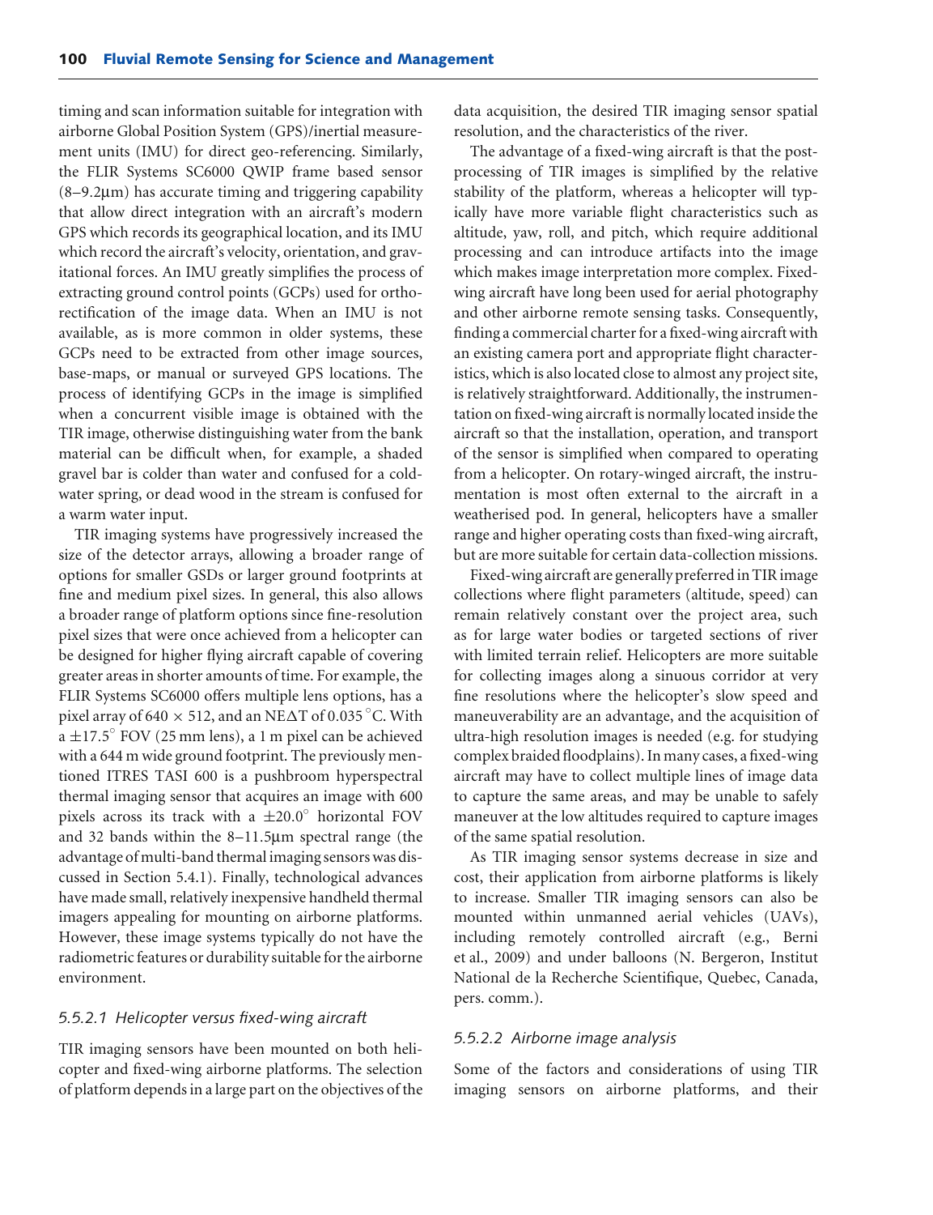timing and scan information suitable for integration with airborne Global Position System (GPS)/inertial measurement units (IMU) for direct geo-referencing. Similarly, the FLIR Systems SC6000 QWIP frame based sensor (8–9.2μm) has accurate timing and triggering capability that allow direct integration with an aircraft's modern GPS which records its geographical location, and its IMU which record the aircraft's velocity, orientation, and gravitational forces. An IMU greatly simplifies the process of extracting ground control points (GCPs) used for orthorectification of the image data. When an IMU is not available, as is more common in older systems, these GCPs need to be extracted from other image sources, base-maps, or manual or surveyed GPS locations. The process of identifying GCPs in the image is simplified when a concurrent visible image is obtained with the TIR image, otherwise distinguishing water from the bank material can be difficult when, for example, a shaded gravel bar is colder than water and confused for a cold-water spring, or dead wood in the stream is confused for a warm water input.

TIR imaging systems have progressively increased the size of the detector arrays, allowing a broader range of options for smaller GSDs or larger ground footprints at fine and medium pixel sizes. In general, this also allows a broader range of platform options since fine-resolution pixel sizes that were once achieved from a helicopter can be designed for higher flying aircraft capable of covering greater areas in shorter amounts of time. For example, the FLIR Systems SC6000 offers multiple lens options, has a pixel array of $640 \times 512$, and an NE$\Delta$T of 0.035 °C. With a $\pm 17.5^{\circ}$ FOV (25 mm lens), a 1 m pixel can be achieved with a 644 m wide ground footprint. The previously mentioned ITRES TASI 600 is a pushbroom hyperspectral thermal imaging sensor that acquires an image with 600 pixels across its track with a $\pm 20.0^{\circ}$ horizontal FOV and 32 bands within the 8–11.5μm spectral range (the advantage of multi-band thermal imaging sensors was discussed in Section 5.4.1). Finally, technological advances have made small, relatively inexpensive handheld thermal imagers appealing for mounting on airborne platforms. However, these image systems typically do not have the radiometric features or durability suitable for the airborne environment.

#### *5.5.2.1 Helicopter versus fixed-wing aircraft*

TIR imaging sensors have been mounted on both helicopter and fixed-wing airborne platforms. The selection of platform depends in a large part on the objectives of the data acquisition, the desired TIR imaging sensor spatial resolution, and the characteristics of the river.

The advantage of a fixed-wing aircraft is that the post-processing of TIR images is simplified by the relative stability of the platform, whereas a helicopter will typically have more variable flight characteristics such as altitude, yaw, roll, and pitch, which require additional processing and can introduce artifacts into the image which makes image interpretation more complex. Fixed-wing aircraft have long been used for aerial photography and other airborne remote sensing tasks. Consequently, finding a commercial charter for a fixed-wing aircraft with an existing camera port and appropriate flight characteristics, which is also located close to almost any project site, is relatively straightforward. Additionally, the instrumentation on fixed-wing aircraft is normally located inside the aircraft so that the installation, operation, and transport of the sensor is simplified when compared to operating from a helicopter. On rotary-winged aircraft, the instrumentation is most often external to the aircraft in a weatherised pod. In general, helicopters have a smaller range and higher operating costs than fixed-wing aircraft, but are more suitable for certain data-collection missions.

Fixed-wing aircraft are generally preferred in TIR image collections where flight parameters (altitude, speed) can remain relatively constant over the project area, such as for large water bodies or targeted sections of river with limited terrain relief. Helicopters are more suitable for collecting images along a sinuous corridor at very fine resolutions where the helicopter's slow speed and maneuverability are an advantage, and the acquisition of ultra-high resolution images is needed (e.g. for studying complex braided floodplains). In many cases, a fixed-wing aircraft may have to collect multiple lines of image data to capture the same areas, and may be unable to safely maneuver at the low altitudes required to capture images of the same spatial resolution.

As TIR imaging sensor systems decrease in size and cost, their application from airborne platforms is likely to increase. Smaller TIR imaging sensors can also be mounted within unmanned aerial vehicles (UAVs), including remotely controlled aircraft (e.g., Berni et al., 2009) and under balloons (N. Bergeron, Institut National de la Recherche Scientifique, Quebec, Canada, pers. comm.).

#### *5.5.2.2 Airborne image analysis*

Some of the factors and considerations of using TIR imaging sensors on airborne platforms, and their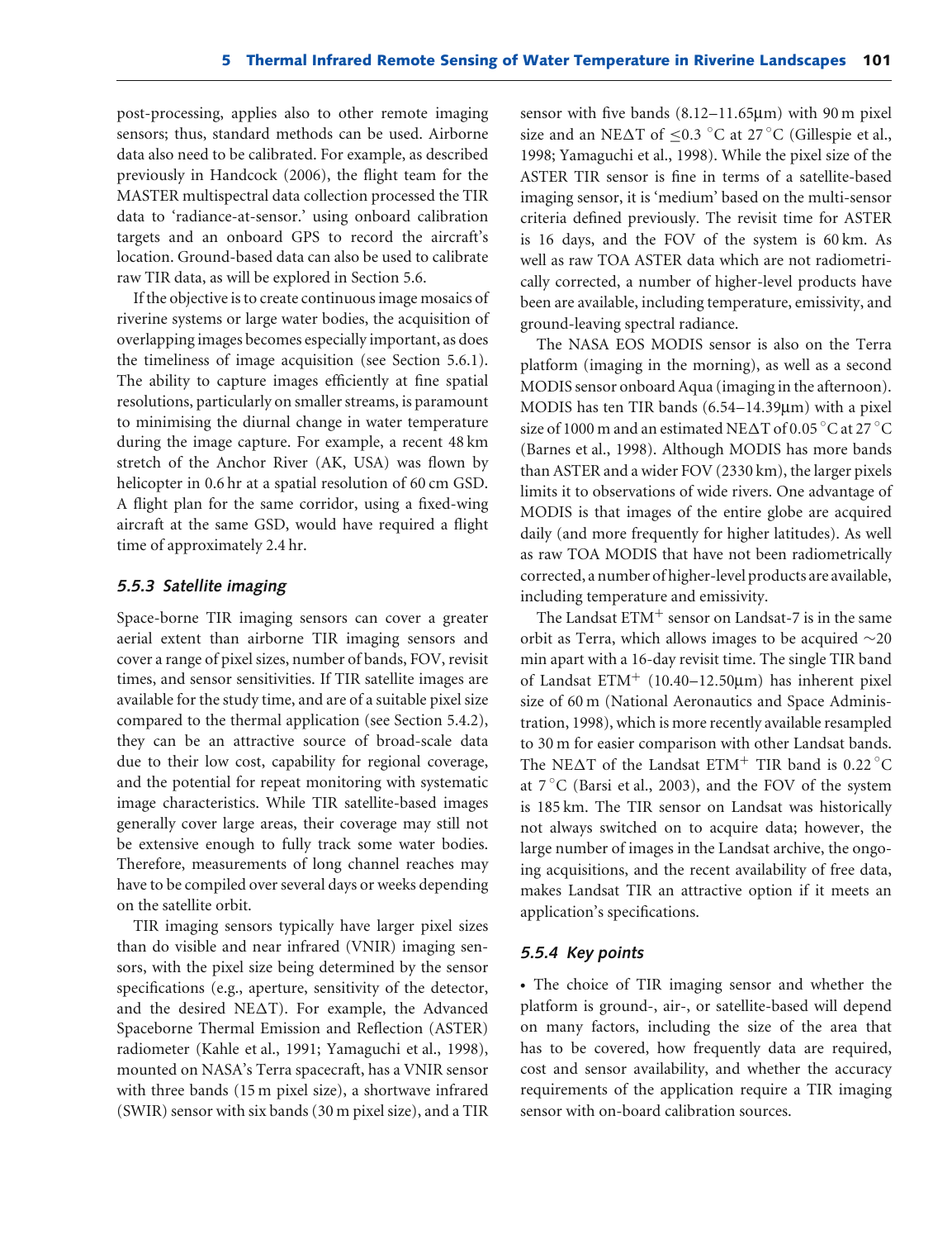post-processing, applies also to other remote imaging sensors; thus, standard methods can be used. Airborne data also need to be calibrated. For example, as described previously in Handcock (2006), the flight team for the MASTER multispectral data collection processed the TIR data to 'radiance-at-sensor.' using onboard calibration targets and an onboard GPS to record the aircraft's location. Ground-based data can also be used to calibrate raw TIR data, as will be explored in Section 5.6.

If the objective is to create continuous image mosaics of riverine systems or large water bodies, the acquisition of overlapping images becomes especially important, as does the timeliness of image acquisition (see Section 5.6.1). The ability to capture images efficiently at fine spatial resolutions, particularly on smaller streams, is paramount to minimising the diurnal change in water temperature during the image capture. For example, a recent 48 km stretch of the Anchor River (AK, USA) was flown by helicopter in 0.6 hr at a spatial resolution of 60 cm GSD. A flight plan for the same corridor, using a fixed-wing aircraft at the same GSD, would have required a flight time of approximately 2.4 hr.

### *5.5.3 Satellite imaging*

Space-borne TIR imaging sensors can cover a greater aerial extent than airborne TIR imaging sensors and cover a range of pixel sizes, number of bands, FOV, revisit times, and sensor sensitivities. If TIR satellite images are available for the study time, and are of a suitable pixel size compared to the thermal application (see Section 5.4.2), they can be an attractive source of broad-scale data due to their low cost, capability for regional coverage, and the potential for repeat monitoring with systematic image characteristics. While TIR satellite-based images generally cover large areas, their coverage may still not be extensive enough to fully track some water bodies. Therefore, measurements of long channel reaches may have to be compiled over several days or weeks depending on the satellite orbit.

TIR imaging sensors typically have larger pixel sizes than do visible and near infrared (VNIR) imaging sensors, with the pixel size being determined by the sensor specifications (e.g., aperture, sensitivity of the detector, and the desired NE$\Delta$T). For example, the Advanced Spaceborne Thermal Emission and Reflection (ASTER) radiometer (Kahle et al., 1991; Yamaguchi et al., 1998), mounted on NASA's Terra spacecraft, has a VNIR sensor with three bands (15 m pixel size), a shortwave infrared (SWIR) sensor with six bands (30 m pixel size), and a TIR sensor with five bands (8.12–11.65μm) with 90 m pixel size and an NE$\Delta$T of $\leq$0.3 °C at 27 °C (Gillespie et al., 1998; Yamaguchi et al., 1998). While the pixel size of the ASTER TIR sensor is fine in terms of a satellite-based imaging sensor, it is 'medium' based on the multi-sensor criteria defined previously. The revisit time for ASTER is 16 days, and the FOV of the system is 60 km. As well as raw TOA ASTER data which are not radiometrically corrected, a number of higher-level products have been are available, including temperature, emissivity, and ground-leaving spectral radiance.

The NASA EOS MODIS sensor is also on the Terra platform (imaging in the morning), as well as a second MODIS sensor onboard Aqua (imaging in the afternoon). MODIS has ten TIR bands (6.54–14.39μm) with a pixel size of 1000 m and an estimated NE$\Delta$T of 0.05 °C at 27 °C (Barnes et al., 1998). Although MODIS has more bands than ASTER and a wider FOV (2330 km), the larger pixels limits it to observations of wide rivers. One advantage of MODIS is that images of the entire globe are acquired daily (and more frequently for higher latitudes). As well as raw TOA MODIS that have not been radiometrically corrected, a number of higher-level products are available, including temperature and emissivity.

The Landsat ETM$^+$ sensor on Landsat-7 is in the same orbit as Terra, which allows images to be acquired ~20 min apart with a 16-day revisit time. The single TIR band of Landsat ETM$^+$ (10.40–12.50μm) has inherent pixel size of 60 m (National Aeronautics and Space Administration, 1998), which is more recently available resampled to 30 m for easier comparison with other Landsat bands. The NE$\Delta$T of the Landsat ETM$^+$ TIR band is 0.22 °C at 7 °C (Barsi et al., 2003), and the FOV of the system is 185 km. The TIR sensor on Landsat was historically not always switched on to acquire data; however, the large number of images in the Landsat archive, the ongoing acquisitions, and the recent availability of free data, makes Landsat TIR an attractive option if it meets an application's specifications.

### *5.5.4 Key points*

- The choice of TIR imaging sensor and whether the platform is ground-, air-, or satellite-based will depend on many factors, including the size of the area that has to be covered, how frequently data are required, cost and sensor availability, and whether the accuracy requirements of the application require a TIR imaging sensor with on-board calibration sources.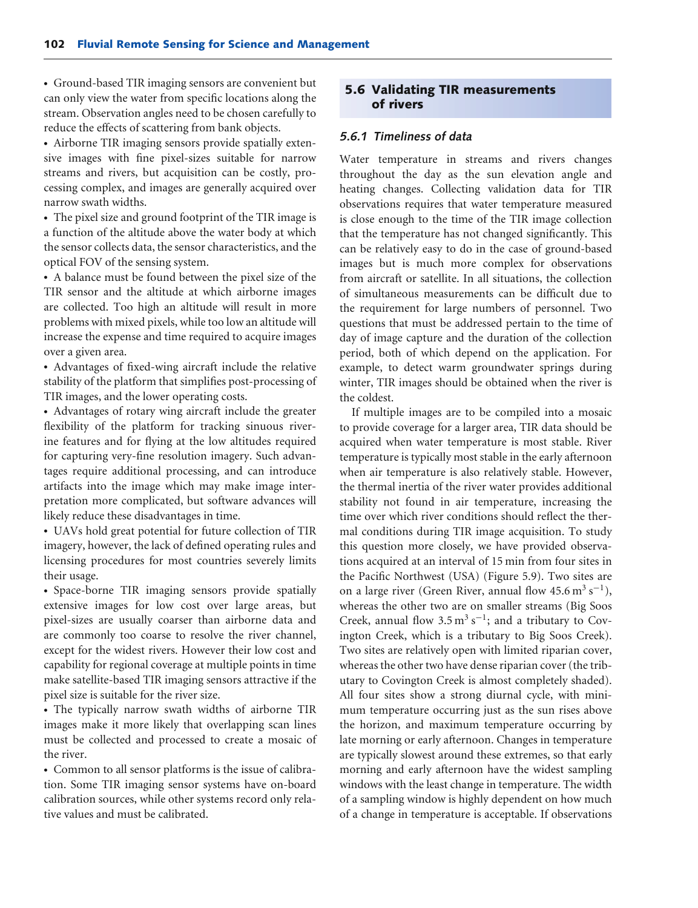- Ground-based TIR imaging sensors are convenient but can only view the water from specific locations along the stream. Observation angles need to be chosen carefully to reduce the effects of scattering from bank objects.
- Airborne TIR imaging sensors provide spatially extensive images with fine pixel-sizes suitable for narrow streams and rivers, but acquisition can be costly, processing complex, and images are generally acquired over narrow swath widths.
- The pixel size and ground footprint of the TIR image is a function of the altitude above the water body at which the sensor collects data, the sensor characteristics, and the optical FOV of the sensing system.
- A balance must be found between the pixel size of the TIR sensor and the altitude at which airborne images are collected. Too high an altitude will result in more problems with mixed pixels, while too low an altitude will increase the expense and time required to acquire images over a given area.
- Advantages of fixed-wing aircraft include the relative stability of the platform that simplifies post-processing of TIR images, and the lower operating costs.
- Advantages of rotary wing aircraft include the greater flexibility of the platform for tracking sinuous riverine features and for flying at the low altitudes required for capturing very-fine resolution imagery. Such advantages require additional processing, and can introduce artifacts into the image which may make image interpretation more complicated, but software advances will likely reduce these disadvantages in time.
- UAVs hold great potential for future collection of TIR imagery, however, the lack of defined operating rules and licensing procedures for most countries severely limits their usage.
- Space-borne TIR imaging sensors provide spatially extensive images for low cost over large areas, but pixel-sizes are usually coarser than airborne data and are commonly too coarse to resolve the river channel, except for the widest rivers. However their low cost and capability for regional coverage at multiple points in time make satellite-based TIR imaging sensors attractive if the pixel size is suitable for the river size.
- The typically narrow swath widths of airborne TIR images make it more likely that overlapping scan lines must be collected and processed to create a mosaic of the river.
- Common to all sensor platforms is the issue of calibration. Some TIR imaging sensor systems have on-board calibration sources, while other systems record only relative values and must be calibrated.

## 5.6 Validating TIR measurements of rivers

### *5.6.1 Timeliness of data*

Water temperature in streams and rivers changes throughout the day as the sun elevation angle and heating changes. Collecting validation data for TIR observations requires that water temperature measured is close enough to the time of the TIR image collection that the temperature has not changed significantly. This can be relatively easy to do in the case of ground-based images but is much more complex for observations from aircraft or satellite. In all situations, the collection of simultaneous measurements can be difficult due to the requirement for large numbers of personnel. Two questions that must be addressed pertain to the time of day of image capture and the duration of the collection period, both of which depend on the application. For example, to detect warm groundwater springs during winter, TIR images should be obtained when the river is the coldest.

If multiple images are to be compiled into a mosaic to provide coverage for a larger area, TIR data should be acquired when water temperature is most stable. River temperature is typically most stable in the early afternoon when air temperature is also relatively stable. However, the thermal inertia of the river water provides additional stability not found in air temperature, increasing the time over which river conditions should reflect the thermal conditions during TIR image acquisition. To study this question more closely, we have provided observations acquired at an interval of 15 min from four sites in the Pacific Northwest (USA) (Figure 5.9). Two sites are on a large river (Green River, annual flow 45.6 $m^3\ s^{-1}$), whereas the other two are on smaller streams (Big Soos Creek, annual flow 3.5 $m^3\ s^{-1}$; and a tributary to Covington Creek, which is a tributary to Big Soos Creek). Two sites are relatively open with limited riparian cover, whereas the other two have dense riparian cover (the tributary to Covington Creek is almost completely shaded). All four sites show a strong diurnal cycle, with minimum temperature occurring just as the sun rises above the horizon, and maximum temperature occurring by late morning or early afternoon. Changes in temperature are typically slowest around these extremes, so that early morning and early afternoon have the widest sampling windows with the least change in temperature. The width of a sampling window is highly dependent on how much of a change in temperature is acceptable. If observations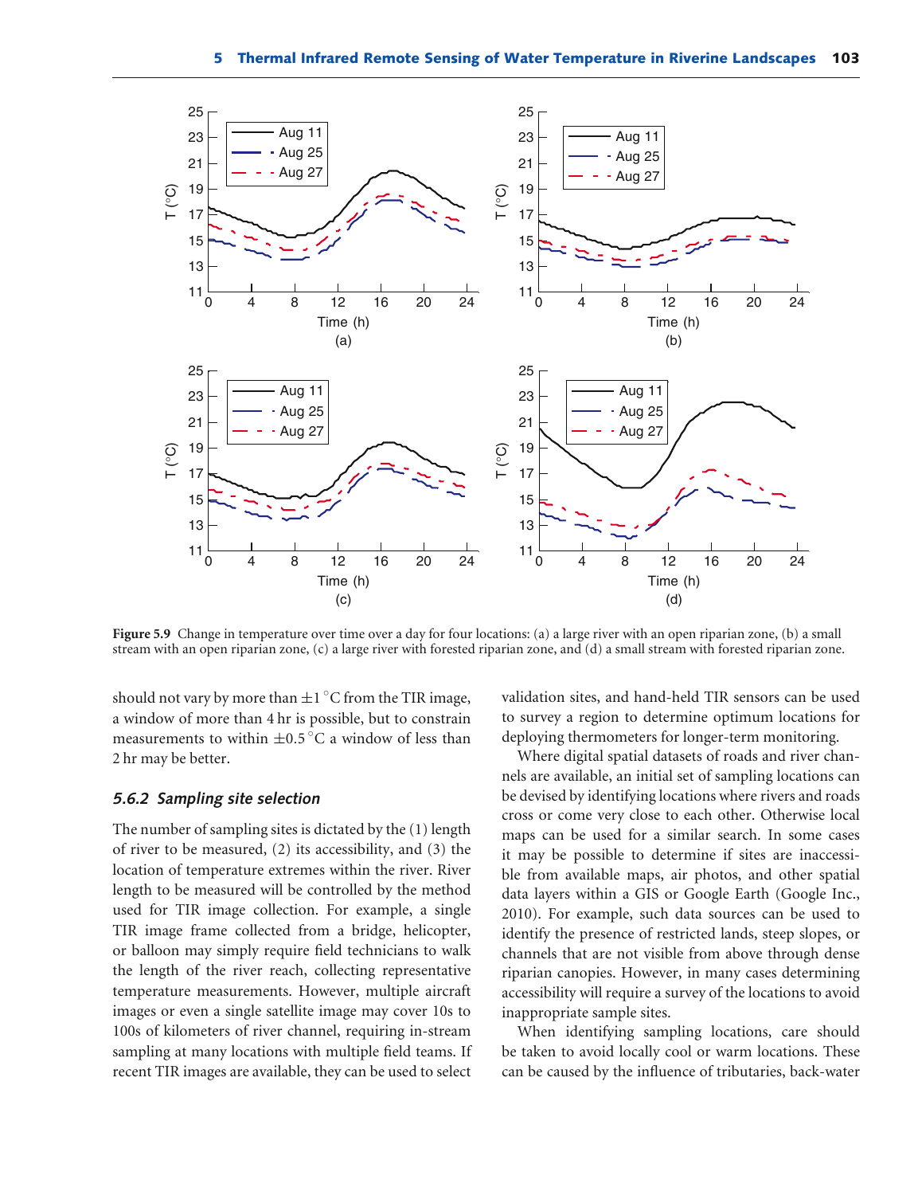25
23
21
19
17
15
13
11
T (°C)
Aug 11
Aug 25
Aug 27
0 4 8 12 16 20 24
Time (h)
(a)

25
23
21
19
17
15
13
11
T (°C)
Aug 11
Aug 25
Aug 27
0 4 8 12 16 20 24
Time (h)
(b)

25
23
21
19
17
15
13
11
T (°C)
Aug 11
Aug 25
Aug 27
0 4 8 12 16 20 24
Time (h)
(c)

25
23
21
19
17
15
13
11
T (°C)
Aug 11
Aug 25
Aug 27
0 4 8 12 16 20 24
Time (h)
(d)

**Figure 5.9** Change in temperature over time over a day for four locations: (a) a large river with an open riparian zone, (b) a small stream with an open riparian zone, (c) a large river with forested riparian zone, and (d) a small stream with forested riparian zone.

should not vary by more than $\pm 1\,^{\circ}$C from the TIR image, a window of more than 4 hr is possible, but to constrain measurements to within $\pm 0.5\,^{\circ}$C a window of less than 2 hr may be better.

### 5.6.2 Sampling site selection

The number of sampling sites is dictated by the (1) length of river to be measured, (2) its accessibility, and (3) the location of temperature extremes within the river. River length to be measured will be controlled by the method used for TIR image collection. For example, a single TIR image frame collected from a bridge, helicopter, or balloon may simply require field technicians to walk the length of the river reach, collecting representative temperature measurements. However, multiple aircraft images or even a single satellite image may cover 10s to 100s of kilometers of river channel, requiring in-stream sampling at many locations with multiple field teams. If recent TIR images are available, they can be used to select validation sites, and hand-held TIR sensors can be used to survey a region to determine optimum locations for deploying thermometers for longer-term monitoring.

Where digital spatial datasets of roads and river channels are available, an initial set of sampling locations can be devised by identifying locations where rivers and roads cross or come very close to each other. Otherwise local maps can be used for a similar search. In some cases it may be possible to determine if sites are inaccessible from available maps, air photos, and other spatial data layers within a GIS or Google Earth (Google Inc., 2010). For example, such data sources can be used to identify the presence of restricted lands, steep slopes, or channels that are not visible from above through dense riparian canopies. However, in many cases determining accessibility will require a survey of the locations to avoid inappropriate sample sites.

When identifying sampling locations, care should be taken to avoid locally cool or warm locations. These can be caused by the influence of tributaries, back-water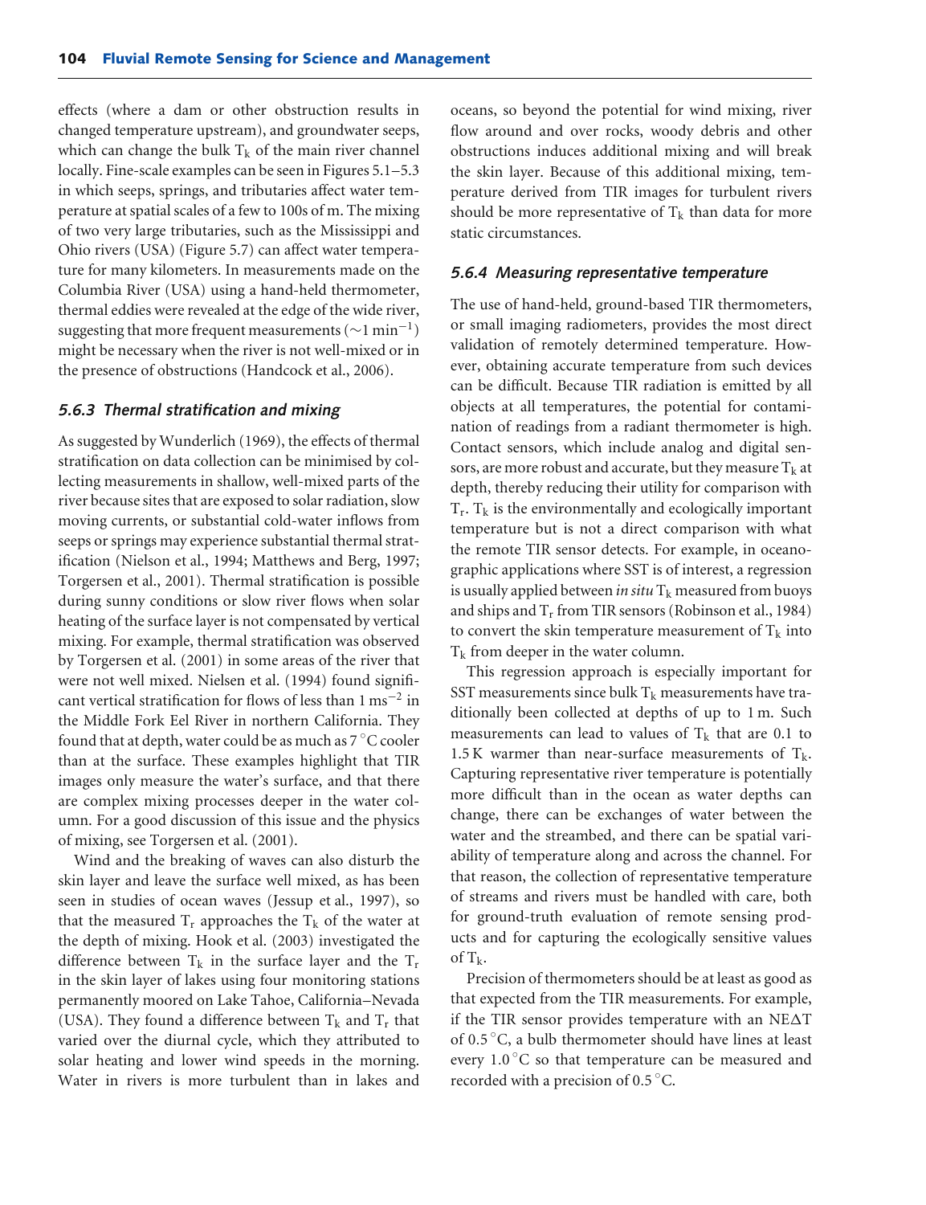effects (where a dam or other obstruction results in changed temperature upstream), and groundwater seeps, which can change the bulk $T_k$ of the main river channel locally. Fine-scale examples can be seen in Figures 5.1–5.3 in which seeps, springs, and tributaries affect water temperature at spatial scales of a few to 100s of m. The mixing of two very large tributaries, such as the Mississippi and Ohio rivers (USA) (Figure 5.7) can affect water temperature for many kilometers. In measurements made on the Columbia River (USA) using a hand-held thermometer, thermal eddies were revealed at the edge of the wide river, suggesting that more frequent measurements ($\sim$1 min$^{-1}$) might be necessary when the river is not well-mixed or in the presence of obstructions (Handcock et al., 2006).

### *5.6.3 Thermal stratification and mixing*

As suggested by Wunderlich (1969), the effects of thermal stratification on data collection can be minimised by collecting measurements in shallow, well-mixed parts of the river because sites that are exposed to solar radiation, slow moving currents, or substantial cold-water inflows from seeps or springs may experience substantial thermal stratification (Nielson et al., 1994; Matthews and Berg, 1997; Torgersen et al., 2001). Thermal stratification is possible during sunny conditions or slow river flows when solar heating of the surface layer is not compensated by vertical mixing. For example, thermal stratification was observed by Torgersen et al. (2001) in some areas of the river that were not well mixed. Nielsen et al. (1994) found significant vertical stratification for flows of less than 1 ms$^{-2}$ in the Middle Fork Eel River in northern California. They found that at depth, water could be as much as 7 °C cooler than at the surface. These examples highlight that TIR images only measure the water's surface, and that there are complex mixing processes deeper in the water column. For a good discussion of this issue and the physics of mixing, see Torgersen et al. (2001).

Wind and the breaking of waves can also disturb the skin layer and leave the surface well mixed, as has been seen in studies of ocean waves (Jessup et al., 1997), so that the measured $T_r$ approaches the $T_k$ of the water at the depth of mixing. Hook et al. (2003) investigated the difference between $T_k$ in the surface layer and the $T_r$ in the skin layer of lakes using four monitoring stations permanently moored on Lake Tahoe, California–Nevada (USA). They found a difference between $T_k$ and $T_r$ that varied over the diurnal cycle, which they attributed to solar heating and lower wind speeds in the morning. Water in rivers is more turbulent than in lakes and oceans, so beyond the potential for wind mixing, river flow around and over rocks, woody debris and other obstructions induces additional mixing and will break the skin layer. Because of this additional mixing, temperature derived from TIR images for turbulent rivers should be more representative of $T_k$ than data for more static circumstances.

### *5.6.4 Measuring representative temperature*

The use of hand-held, ground-based TIR thermometers, or small imaging radiometers, provides the most direct validation of remotely determined temperature. However, obtaining accurate temperature from such devices can be difficult. Because TIR radiation is emitted by all objects at all temperatures, the potential for contamination of readings from a radiant thermometer is high. Contact sensors, which include analog and digital sensors, are more robust and accurate, but they measure $T_k$ at depth, thereby reducing their utility for comparison with $T_r$. $T_k$ is the environmentally and ecologically important temperature but is not a direct comparison with what the remote TIR sensor detects. For example, in oceanographic applications where SST is of interest, a regression is usually applied between *in situ* $T_k$ measured from buoys and ships and $T_r$ from TIR sensors (Robinson et al., 1984) to convert the skin temperature measurement of $T_k$ into $T_k$ from deeper in the water column.

This regression approach is especially important for SST measurements since bulk $T_k$ measurements have traditionally been collected at depths of up to 1 m. Such measurements can lead to values of $T_k$ that are 0.1 to 1.5 K warmer than near-surface measurements of $T_k$. Capturing representative river temperature is potentially more difficult than in the ocean as water depths can change, there can be exchanges of water between the water and the streambed, and there can be spatial variability of temperature along and across the channel. For that reason, the collection of representative temperature of streams and rivers must be handled with care, both for ground-truth evaluation of remote sensing products and for capturing the ecologically sensitive values of $T_k$.

Precision of thermometers should be at least as good as that expected from the TIR measurements. For example, if the TIR sensor provides temperature with an NE$\Delta$T of 0.5 °C, a bulb thermometer should have lines at least every 1.0 °C so that temperature can be measured and recorded with a precision of 0.5 °C.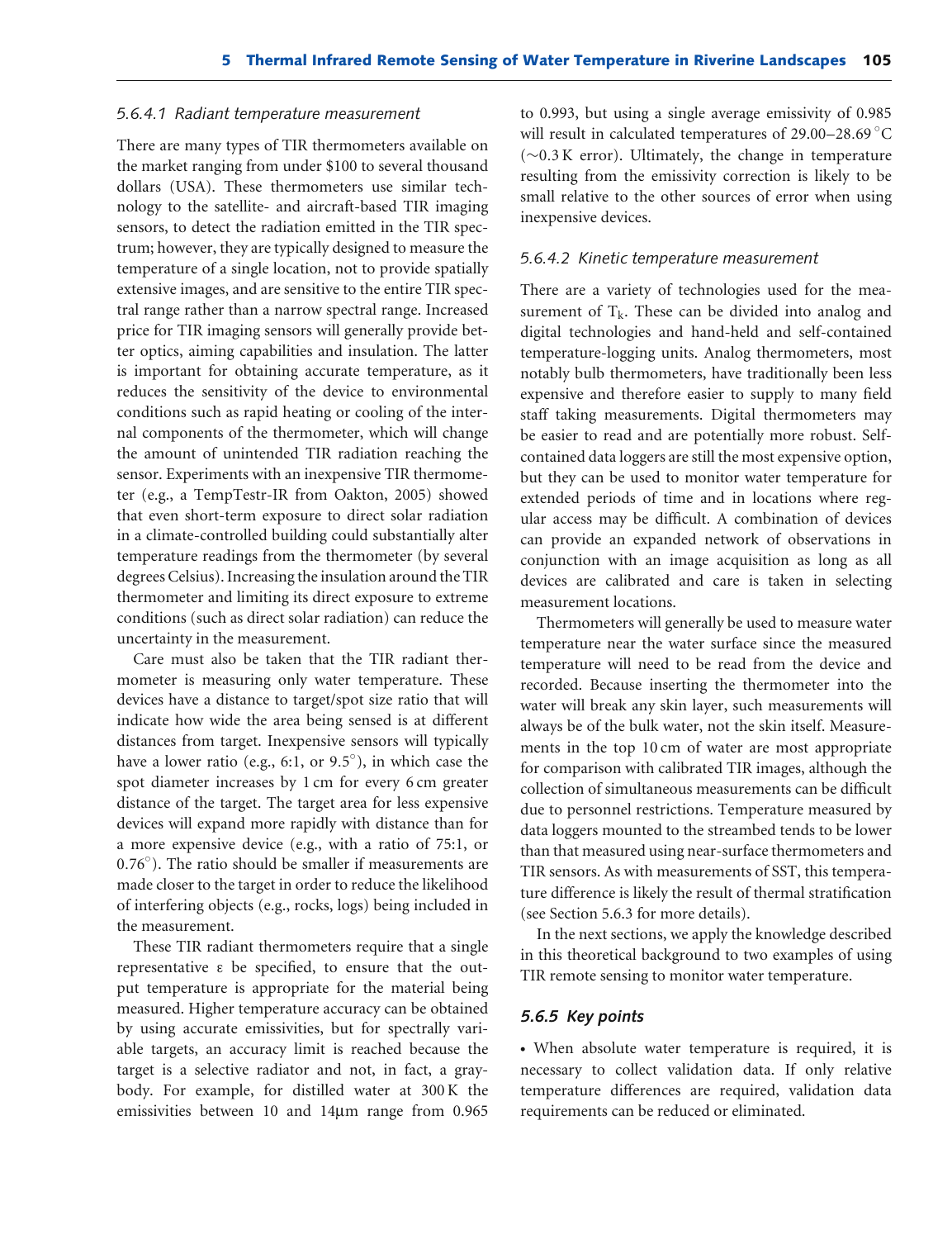#### 5.6.4.1 *Radiant temperature measurement*

There are many types of TIR thermometers available on the market ranging from under \$100 to several thousand dollars (USA). These thermometers use similar technology to the satellite- and aircraft-based TIR imaging sensors, to detect the radiation emitted in the TIR spectrum; however, they are typically designed to measure the temperature of a single location, not to provide spatially extensive images, and are sensitive to the entire TIR spectral range rather than a narrow spectral range. Increased price for TIR imaging sensors will generally provide better optics, aiming capabilities and insulation. The latter is important for obtaining accurate temperature, as it reduces the sensitivity of the device to environmental conditions such as rapid heating or cooling of the internal components of the thermometer, which will change the amount of unintended TIR radiation reaching the sensor. Experiments with an inexpensive TIR thermometer (e.g., a TempTestr-IR from Oakton, 2005) showed that even short-term exposure to direct solar radiation in a climate-controlled building could substantially alter temperature readings from the thermometer (by several degrees Celsius). Increasing the insulation around the TIR thermometer and limiting its direct exposure to extreme conditions (such as direct solar radiation) can reduce the uncertainty in the measurement.

Care must also be taken that the TIR radiant thermometer is measuring only water temperature. These devices have a distance to target/spot size ratio that will indicate how wide the area being sensed is at different distances from target. Inexpensive sensors will typically have a lower ratio (e.g., 6:1, or 9.5°), in which case the spot diameter increases by 1 cm for every 6 cm greater distance of the target. The target area for less expensive devices will expand more rapidly with distance than for a more expensive device (e.g., with a ratio of 75:1, or 0.76°). The ratio should be smaller if measurements are made closer to the target in order to reduce the likelihood of interfering objects (e.g., rocks, logs) being included in the measurement.

These TIR radiant thermometers require that a single representative $\varepsilon$ be specified, to ensure that the output temperature is appropriate for the material being measured. Higher temperature accuracy can be obtained by using accurate emissivities, but for spectrally variable targets, an accuracy limit is reached because the target is a selective radiator and not, in fact, a graybody. For example, for distilled water at 300 K the emissivities between 10 and 14μm range from 0.965 to 0.993, but using a single average emissivity of 0.985 will result in calculated temperatures of 29.00–28.69 °C (~0.3 K error). Ultimately, the change in temperature resulting from the emissivity correction is likely to be small relative to the other sources of error when using inexpensive devices.

#### 5.6.4.2 *Kinetic temperature measurement*

There are a variety of technologies used for the measurement of $T_k$. These can be divided into analog and digital technologies and hand-held and self-contained temperature-logging units. Analog thermometers, most notably bulb thermometers, have traditionally been less expensive and therefore easier to supply to many field staff taking measurements. Digital thermometers may be easier to read and are potentially more robust. Self-contained data loggers are still the most expensive option, but they can be used to monitor water temperature for extended periods of time and in locations where regular access may be difficult. A combination of devices can provide an expanded network of observations in conjunction with an image acquisition as long as all devices are calibrated and care is taken in selecting measurement locations.

Thermometers will generally be used to measure water temperature near the water surface since the measured temperature will need to be read from the device and recorded. Because inserting the thermometer into the water will break any skin layer, such measurements will always be of the bulk water, not the skin itself. Measurements in the top 10 cm of water are most appropriate for comparison with calibrated TIR images, although the collection of simultaneous measurements can be difficult due to personnel restrictions. Temperature measured by data loggers mounted to the streambed tends to be lower than that measured using near-surface thermometers and TIR sensors. As with measurements of SST, this temperature difference is likely the result of thermal stratification (see Section 5.6.3 for more details).

In the next sections, we apply the knowledge described in this theoretical background to two examples of using TIR remote sensing to monitor water temperature.

### 5.6.5 *Key points*

• When absolute water temperature is required, it is necessary to collect validation data. If only relative temperature differences are required, validation data requirements can be reduced or eliminated.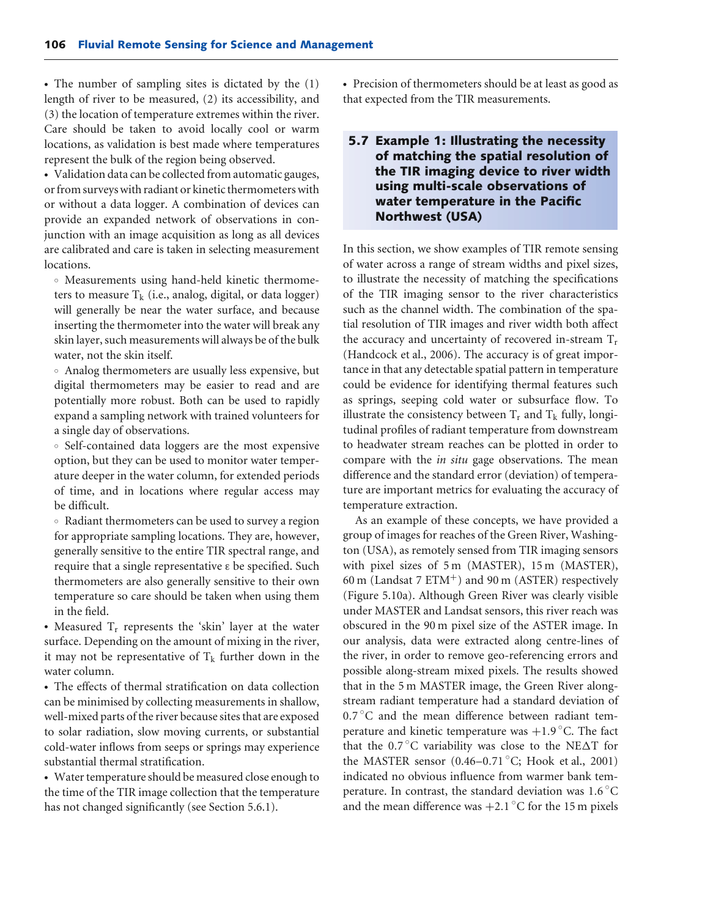- The number of sampling sites is dictated by the (1) length of river to be measured, (2) its accessibility, and (3) the location of temperature extremes within the river. Care should be taken to avoid locally cool or warm locations, as validation is best made where temperatures represent the bulk of the region being observed.
- Validation data can be collected from automatic gauges, or from surveys with radiant or kinetic thermometers with or without a data logger. A combination of devices can provide an expanded network of observations in conjunction with an image acquisition as long as all devices are calibrated and care is taken in selecting measurement locations.
  - Measurements using hand-held kinetic thermometers to measure $T_k$ (i.e., analog, digital, or data logger) will generally be near the water surface, and because inserting the thermometer into the water will break any skin layer, such measurements will always be of the bulk water, not the skin itself.
  - Analog thermometers are usually less expensive, but digital thermometers may be easier to read and are potentially more robust. Both can be used to rapidly expand a sampling network with trained volunteers for a single day of observations.
  - Self-contained data loggers are the most expensive option, but they can be used to monitor water temperature deeper in the water column, for extended periods of time, and in locations where regular access may be difficult.
  - Radiant thermometers can be used to survey a region for appropriate sampling locations. They are, however, generally sensitive to the entire TIR spectral range, and require that a single representative ε be specified. Such thermometers are also generally sensitive to their own temperature so care should be taken when using them in the field.
- Measured $T_r$ represents the 'skin' layer at the water surface. Depending on the amount of mixing in the river, it may not be representative of $T_k$ further down in the water column.
- The effects of thermal stratification on data collection can be minimised by collecting measurements in shallow, well-mixed parts of the river because sites that are exposed to solar radiation, slow moving currents, or substantial cold-water inflows from seeps or springs may experience substantial thermal stratification.
- Water temperature should be measured close enough to the time of the TIR image collection that the temperature has not changed significantly (see Section 5.6.1).
- Precision of thermometers should be at least as good as that expected from the TIR measurements.

## 5.7 Example 1: Illustrating the necessity of matching the spatial resolution of the TIR imaging device to river width using multi-scale observations of water temperature in the Pacific Northwest (USA)

In this section, we show examples of TIR remote sensing of water across a range of stream widths and pixel sizes, to illustrate the necessity of matching the specifications of the TIR imaging sensor to the river characteristics such as the channel width. The combination of the spatial resolution of TIR images and river width both affect the accuracy and uncertainty of recovered in-stream $T_r$ (Handcock et al., 2006). The accuracy is of great importance in that any detectable spatial pattern in temperature could be evidence for identifying thermal features such as springs, seeping cold water or subsurface flow. To illustrate the consistency between $T_r$ and $T_k$ fully, longitudinal profiles of radiant temperature from downstream to headwater stream reaches can be plotted in order to compare with the *in situ* gage observations. The mean difference and the standard error (deviation) of temperature are important metrics for evaluating the accuracy of temperature extraction.

As an example of these concepts, we have provided a group of images for reaches of the Green River, Washington (USA), as remotely sensed from TIR imaging sensors with pixel sizes of 5 m (MASTER), 15 m (MASTER), 60 m (Landsat 7 ETM$^{+}$) and 90 m (ASTER) respectively (Figure 5.10a). Although Green River was clearly visible under MASTER and Landsat sensors, this river reach was obscured in the 90 m pixel size of the ASTER image. In our analysis, data were extracted along centre-lines of the river, in order to remove geo-referencing errors and possible along-stream mixed pixels. The results showed that in the 5 m MASTER image, the Green River along-stream radiant temperature had a standard deviation of 0.7 °C and the mean difference between radiant temperature and kinetic temperature was +1.9 °C. The fact that the 0.7 °C variability was close to the NEΔT for the MASTER sensor (0.46–0.71 °C; Hook et al., 2001) indicated no obvious influence from warmer bank temperature. In contrast, the standard deviation was 1.6 °C and the mean difference was +2.1 °C for the 15 m pixels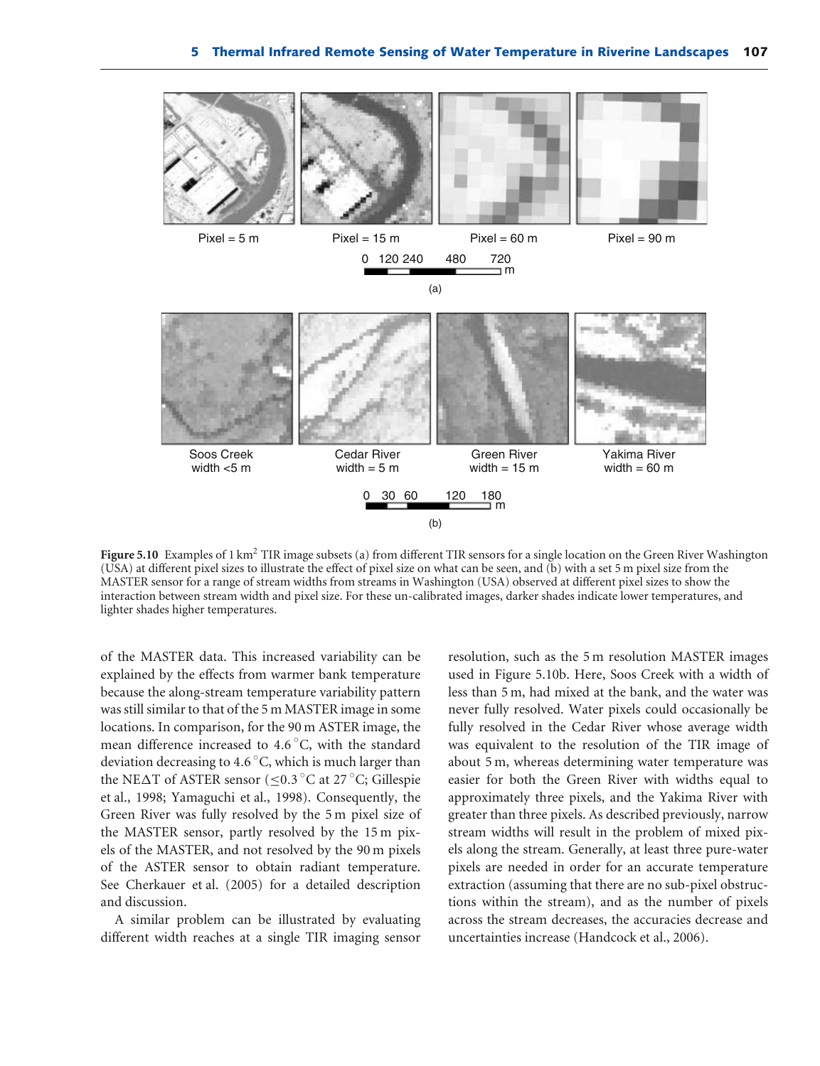Pixel = 5 m Pixel = 15 m Pixel = 60 m Pixel = 90 m

0 120 240 480 720 m

(a)

Soos Creek width <5 m Cedar River width = 5 m Green River width = 15 m Yakima River width = 60 m

0 30 60 120 180 m

(b)

**Figure 5.10** Examples of 1 km$^2$ TIR image subsets (a) from different TIR sensors for a single location on the Green River Washington (USA) at different pixel sizes to illustrate the effect of pixel size on what can be seen, and (b) with a set 5 m pixel size from the MASTER sensor for a range of stream widths from streams in Washington (USA) observed at different pixel sizes to show the interaction between stream width and pixel size. For these un-calibrated images, darker shades indicate lower temperatures, and lighter shades higher temperatures.

of the MASTER data. This increased variability can be explained by the effects from warmer bank temperature because the along-stream temperature variability pattern was still similar to that of the 5 m MASTER image in some locations. In comparison, for the 90 m ASTER image, the mean difference increased to 4.6 °C, with the standard deviation decreasing to 4.6 °C, which is much larger than the NEΔT of ASTER sensor (≤0.3 °C at 27 °C; Gillespie et al., 1998; Yamaguchi et al., 1998). Consequently, the Green River was fully resolved by the 5 m pixel size of the MASTER sensor, partly resolved by the 15 m pixels of the MASTER, and not resolved by the 90 m pixels of the ASTER sensor to obtain radiant temperature. See Cherkauer et al. (2005) for a detailed description and discussion.

A similar problem can be illustrated by evaluating different width reaches at a single TIR imaging sensor resolution, such as the 5 m resolution MASTER images used in Figure 5.10b. Here, Soos Creek with a width of less than 5 m, had mixed at the bank, and the water was never fully resolved. Water pixels could occasionally be fully resolved in the Cedar River whose average width was equivalent to the resolution of the TIR image of about 5 m, whereas determining water temperature was easier for both the Green River with widths equal to approximately three pixels, and the Yakima River with greater than three pixels. As described previously, narrow stream widths will result in the problem of mixed pixels along the stream. Generally, at least three pure-water pixels are needed in order for an accurate temperature extraction (assuming that there are no sub-pixel obstructions within the stream), and as the number of pixels across the stream decreases, the accuracies decrease and uncertainties increase (Handcock et al., 2006).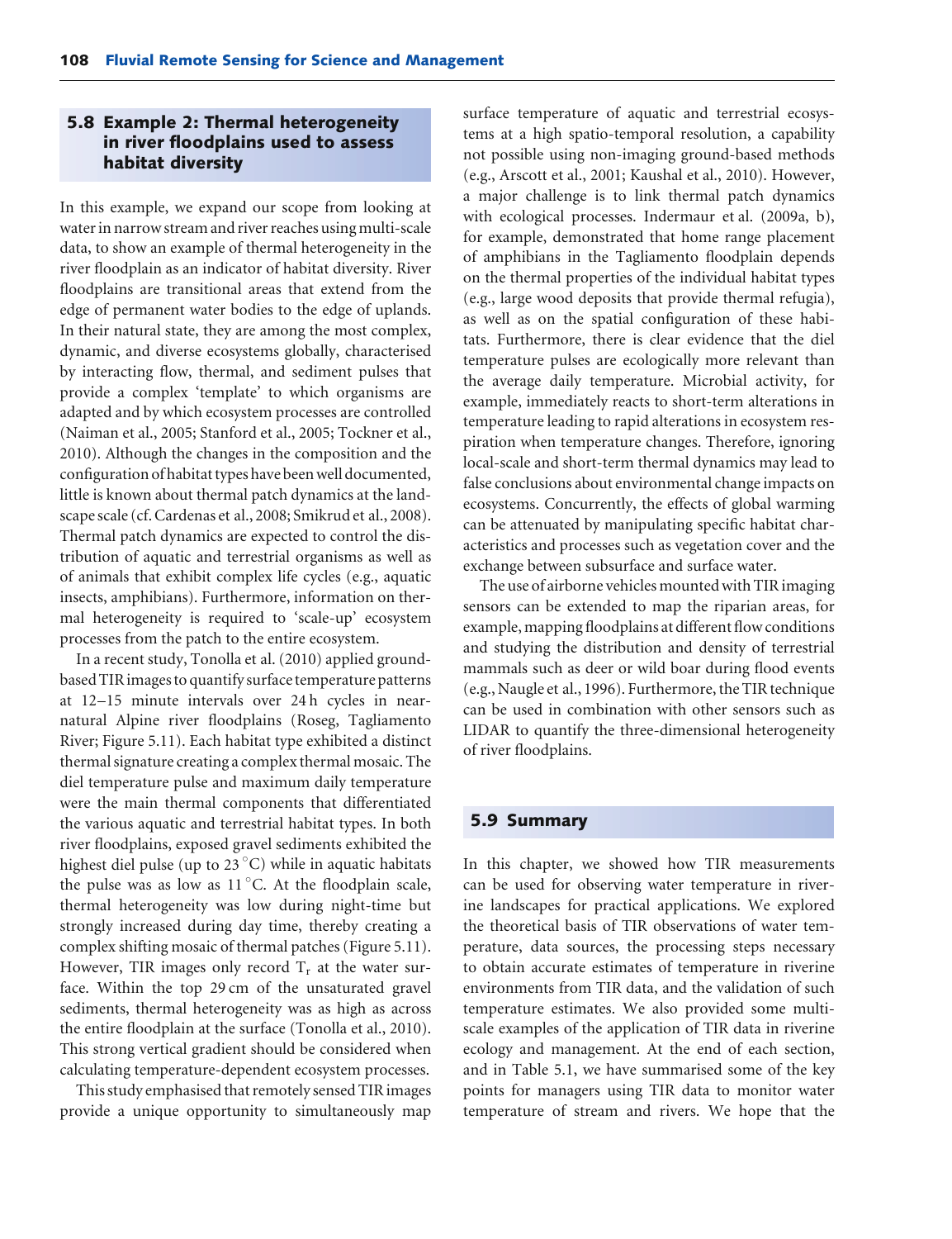## 5.8 Example 2: Thermal heterogeneity in river floodplains used to assess habitat diversity

In this example, we expand our scope from looking at water in narrow stream and river reaches using multi-scale data, to show an example of thermal heterogeneity in the river floodplain as an indicator of habitat diversity. River floodplains are transitional areas that extend from the edge of permanent water bodies to the edge of uplands. In their natural state, they are among the most complex, dynamic, and diverse ecosystems globally, characterised by interacting flow, thermal, and sediment pulses that provide a complex 'template' to which organisms are adapted and by which ecosystem processes are controlled (Naiman et al., 2005; Stanford et al., 2005; Tockner et al., 2010). Although the changes in the composition and the configuration of habitat types have been well documented, little is known about thermal patch dynamics at the landscape scale (cf. Cardenas et al., 2008; Smikrud et al., 2008). Thermal patch dynamics are expected to control the distribution of aquatic and terrestrial organisms as well as of animals that exhibit complex life cycles (e.g., aquatic insects, amphibians). Furthermore, information on thermal heterogeneity is required to 'scale-up' ecosystem processes from the patch to the entire ecosystem.

In a recent study, Tonolla et al. (2010) applied ground-based TIR images to quantify surface temperature patterns at 12–15 minute intervals over 24 h cycles in near-natural Alpine river floodplains (Roseg, Tagliamento River; Figure 5.11). Each habitat type exhibited a distinct thermal signature creating a complex thermal mosaic. The diel temperature pulse and maximum daily temperature were the main thermal components that differentiated the various aquatic and terrestrial habitat types. In both river floodplains, exposed gravel sediments exhibited the highest diel pulse (up to 23 °C) while in aquatic habitats the pulse was as low as 11 °C. At the floodplain scale, thermal heterogeneity was low during night-time but strongly increased during day time, thereby creating a complex shifting mosaic of thermal patches (Figure 5.11). However, TIR images only record $T_r$ at the water surface. Within the top 29 cm of the unsaturated gravel sediments, thermal heterogeneity was as high as across the entire floodplain at the surface (Tonolla et al., 2010). This strong vertical gradient should be considered when calculating temperature-dependent ecosystem processes.

This study emphasised that remotely sensed TIR images provide a unique opportunity to simultaneously map surface temperature of aquatic and terrestrial ecosystems at a high spatio-temporal resolution, a capability not possible using non-imaging ground-based methods (e.g., Arscott et al., 2001; Kaushal et al., 2010). However, a major challenge is to link thermal patch dynamics with ecological processes. Indermaur et al. (2009a, b), for example, demonstrated that home range placement of amphibians in the Tagliamento floodplain depends on the thermal properties of the individual habitat types (e.g., large wood deposits that provide thermal refugia), as well as on the spatial configuration of these habitats. Furthermore, there is clear evidence that the diel temperature pulses are ecologically more relevant than the average daily temperature. Microbial activity, for example, immediately reacts to short-term alterations in temperature leading to rapid alterations in ecosystem respiration when temperature changes. Therefore, ignoring local-scale and short-term thermal dynamics may lead to false conclusions about environmental change impacts on ecosystems. Concurrently, the effects of global warming can be attenuated by manipulating specific habitat characteristics and processes such as vegetation cover and the exchange between subsurface and surface water.

The use of airborne vehicles mounted with TIR imaging sensors can be extended to map the riparian areas, for example, mapping floodplains at different flow conditions and studying the distribution and density of terrestrial mammals such as deer or wild boar during flood events (e.g., Naugle et al., 1996). Furthermore, the TIR technique can be used in combination with other sensors such as LIDAR to quantify the three-dimensional heterogeneity of river floodplains.

## 5.9 Summary

In this chapter, we showed how TIR measurements can be used for observing water temperature in riverine landscapes for practical applications. We explored the theoretical basis of TIR observations of water temperature, data sources, the processing steps necessary to obtain accurate estimates of temperature in riverine environments from TIR data, and the validation of such temperature estimates. We also provided some multi-scale examples of the application of TIR data in riverine ecology and management. At the end of each section, and in Table 5.1, we have summarised some of the key points for managers using TIR data to monitor water temperature of stream and rivers. We hope that the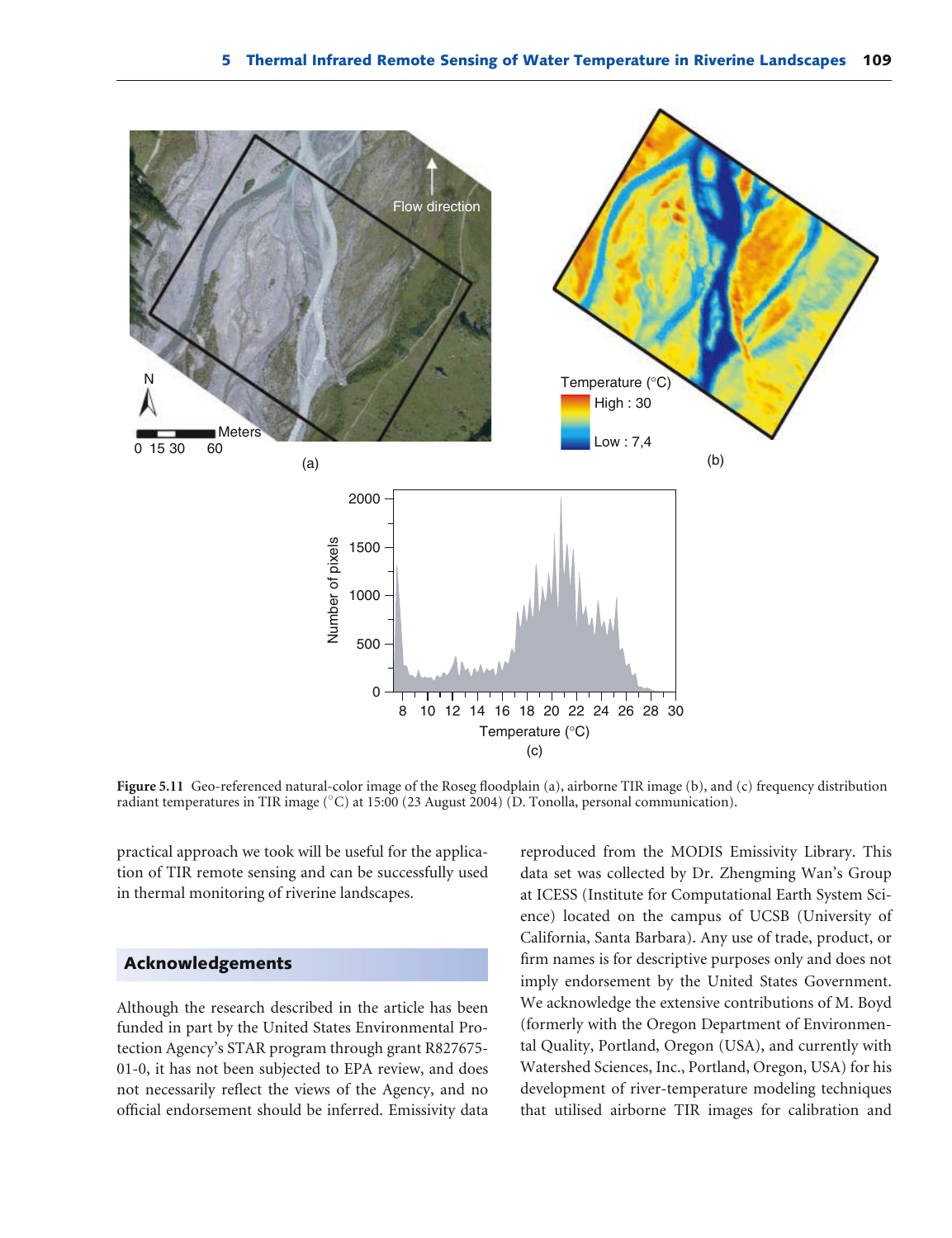Figure 5.11 Geo-referenced natural-color image of the Roseg floodplain (a), airborne TIR image (b), and (c) frequency distribution radiant temperatures in TIR image (°C) at 15:00 (23 August 2004) (D. Tonolla, personal communication).

practical approach we took will be useful for the application of TIR remote sensing and can be successfully used in thermal monitoring of riverine landscapes.

## Acknowledgements

Although the research described in the article has been funded in part by the United States Environmental Protection Agency's STAR program through grant R827675-01-0, it has not been subjected to EPA review, and does not necessarily reflect the views of the Agency, and no official endorsement should be inferred. Emissivity data reproduced from the MODIS Emissivity Library. This data set was collected by Dr. Zhengming Wan's Group at ICESS (Institute for Computational Earth System Science) located on the campus of UCSB (University of California, Santa Barbara). Any use of trade, product, or firm names is for descriptive purposes only and does not imply endorsement by the United States Government. We acknowledge the extensive contributions of M. Boyd (formerly with the Oregon Department of Environmental Quality, Portland, Oregon (USA), and currently with Watershed Sciences, Inc., Portland, Oregon, USA) for his development of river-temperature modeling techniques that utilised airborne TIR images for calibration and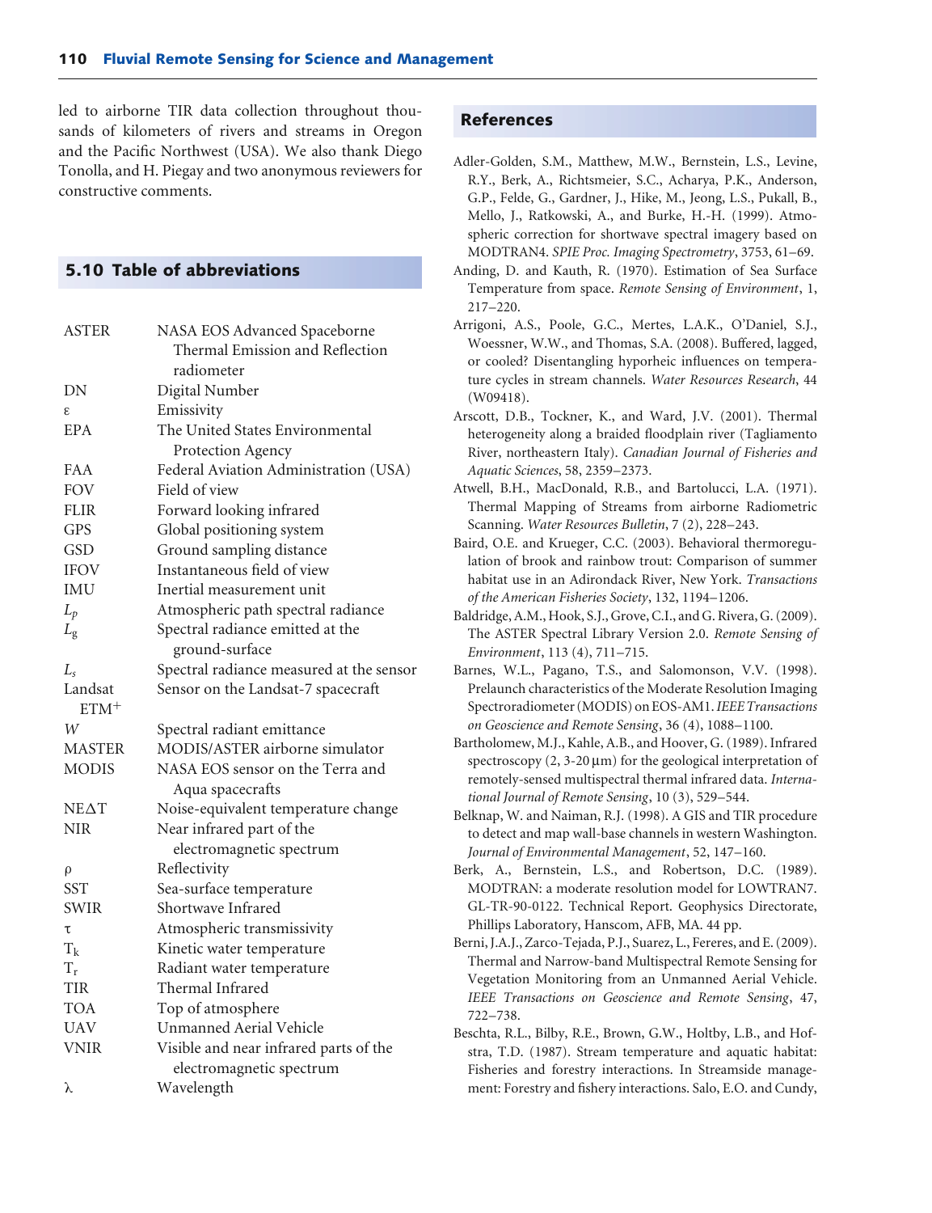led to airborne TIR data collection throughout thousands of kilometers of rivers and streams in Oregon and the Pacific Northwest (USA). We also thank Diego Tonolla, and H. Piegay and two anonymous reviewers for constructive comments.

## 5.10 Table of abbreviations

| | |
|---|---|
| ASTER | NASA EOS Advanced Spaceborne Thermal Emission and Reflection radiometer |
| DN | Digital Number |
| $\varepsilon$ | Emissivity |
| EPA | The United States Environmental Protection Agency |
| FAA | Federal Aviation Administration (USA) |
| FOV | Field of view |
| FLIR | Forward looking infrared |
| GPS | Global positioning system |
| GSD | Ground sampling distance |
| IFOV | Instantaneous field of view |
| IMU | Inertial measurement unit |
| $L_p$ | Atmospheric path spectral radiance |
| $L_g$ | Spectral radiance emitted at the ground-surface |
| $L_s$ | Spectral radiance measured at the sensor |
| Landsat ETM+ | Sensor on the Landsat-7 spacecraft |
| $W$ | Spectral radiant emittance |
| MASTER | MODIS/ASTER airborne simulator |
| MODIS | NASA EOS sensor on the Terra and Aqua spacecrafts |
| NE$\Delta$T | Noise-equivalent temperature change |
| NIR | Near infrared part of the electromagnetic spectrum |
| $\rho$ | Reflectivity |
| SST | Sea-surface temperature |
| SWIR | Shortwave Infrared |
| $\tau$ | Atmospheric transmissivity |
| $T_k$ | Kinetic water temperature |
| $T_r$ | Radiant water temperature |
| TIR | Thermal Infrared |
| TOA | Top of atmosphere |
| UAV | Unmanned Aerial Vehicle |
| VNIR | Visible and near infrared parts of the electromagnetic spectrum |
| $\lambda$ | Wavelength |

## References

Adler-Golden, S.M., Matthew, M.W., Bernstein, L.S., Levine, R.Y., Berk, A., Richtsmeier, S.C., Acharya, P.K., Anderson, G.P., Felde, G., Gardner, J., Hike, M., Jeong, L.S., Pukall, B., Mello, J., Ratkowski, A., and Burke, H.-H. (1999). Atmospheric correction for shortwave spectral imagery based on MODTRAN4. *SPIE Proc. Imaging Spectrometry*, 3753, 61–69.

Anding, D. and Kauth, R. (1970). Estimation of Sea Surface Temperature from space. *Remote Sensing of Environment*, 1, 217–220.

Arrigoni, A.S., Poole, G.C., Mertes, L.A.K., O'Daniel, S.J., Woessner, W.W., and Thomas, S.A. (2008). Buffered, lagged, or cooled? Disentangling hyporheic influences on temperature cycles in stream channels. *Water Resources Research*, 44 (W09418).

Arscott, D.B., Tockner, K., and Ward, J.V. (2001). Thermal heterogeneity along a braided floodplain river (Tagliamento River, northeastern Italy). *Canadian Journal of Fisheries and Aquatic Sciences*, 58, 2359–2373.

Atwell, B.H., MacDonald, R.B., and Bartolucci, L.A. (1971). Thermal Mapping of Streams from airborne Radiometric Scanning. *Water Resources Bulletin*, 7 (2), 228–243.

Baird, O.E. and Krueger, C.C. (2003). Behavioral thermoregulation of brook and rainbow trout: Comparison of summer habitat use in an Adirondack River, New York. *Transactions of the American Fisheries Society*, 132, 1194–1206.

Baldridge, A.M., Hook, S.J., Grove, C.I., and G. Rivera, G. (2009). The ASTER Spectral Library Version 2.0. *Remote Sensing of Environment*, 113 (4), 711–715.

Barnes, W.L., Pagano, T.S., and Salomonson, V.V. (1998). Prelaunch characteristics of the Moderate Resolution Imaging Spectroradiometer (MODIS) on EOS-AM1. *IEEE Transactions on Geoscience and Remote Sensing*, 36 (4), 1088–1100.

Bartholomew, M.J., Kahle, A.B., and Hoover, G. (1989). Infrared spectroscopy (2, 3-20 µm) for the geological interpretation of remotely-sensed multispectral thermal infrared data. *International Journal of Remote Sensing*, 10 (3), 529–544.

Belknap, W. and Naiman, R.J. (1998). A GIS and TIR procedure to detect and map wall-base channels in western Washington. *Journal of Environmental Management*, 52, 147–160.

Berk, A., Bernstein, L.S., and Robertson, D.C. (1989). MODTRAN: a moderate resolution model for LOWTRAN7. GL-TR-90-0122. Technical Report. Geophysics Directorate, Phillips Laboratory, Hanscom, AFB, MA. 44 pp.

Berni, J.A.J., Zarco-Tejada, P.J., Suarez, L., Fereres, and E. (2009). Thermal and Narrow-band Multispectral Remote Sensing for Vegetation Monitoring from an Unmanned Aerial Vehicle. *IEEE Transactions on Geoscience and Remote Sensing*, 47, 722–738.

Beschta, R.L., Bilby, R.E., Brown, G.W., Holtby, L.B., and Hofstra, T.D. (1987). Stream temperature and aquatic habitat: Fisheries and forestry interactions. In Streamside management: Forestry and fishery interactions. Salo, E.O. and Cundy,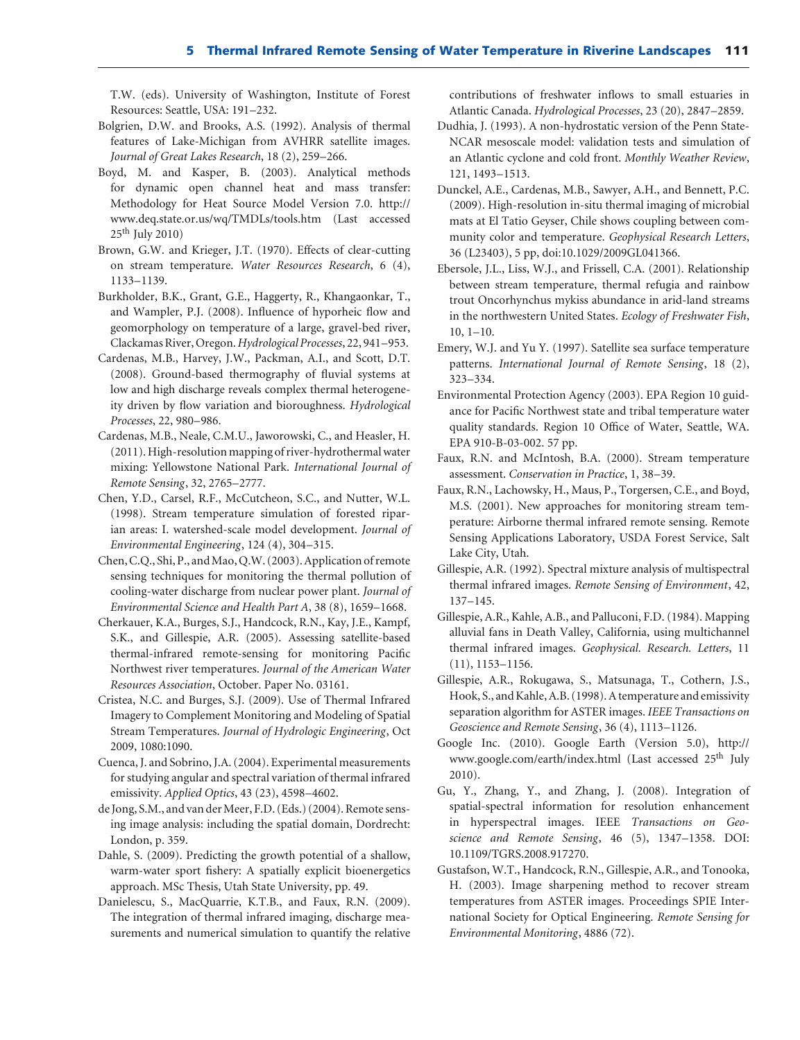T.W. (eds). University of Washington, Institute of Forest Resources: Seattle, USA: 191–232.

Bolgrien, D.W. and Brooks, A.S. (1992). Analysis of thermal features of Lake-Michigan from AVHRR satellite images. *Journal of Great Lakes Research*, 18 (2), 259–266.

Boyd, M. and Kasper, B. (2003). Analytical methods for dynamic open channel heat and mass transfer: Methodology for Heat Source Model Version 7.0. http://www.deq.state.or.us/wq/TMDLs/tools.htm (Last accessed 25th July 2010)

Brown, G.W. and Krieger, J.T. (1970). Effects of clear-cutting on stream temperature. *Water Resources Research*, 6 (4), 1133–1139.

Burkholder, B.K., Grant, G.E., Haggerty, R., Khangaonkar, T., and Wampler, P.J. (2008). Influence of hyporheic flow and geomorphology on temperature of a large, gravel-bed river, Clackamas River, Oregon. *Hydrological Processes*, 22, 941–953.

Cardenas, M.B., Harvey, J.W., Packman, A.I., and Scott, D.T. (2008). Ground-based thermography of fluvial systems at low and high discharge reveals complex thermal heterogeneity driven by flow variation and bioroughness. *Hydrological Processes*, 22, 980–986.

Cardenas, M.B., Neale, C.M.U., Jaworowski, C., and Heasler, H. (2011). High-resolution mapping of river-hydrothermal water mixing: Yellowstone National Park. *International Journal of Remote Sensing*, 32, 2765–2777.

Chen, Y.D., Carsel, R.F., McCutcheon, S.C., and Nutter, W.L. (1998). Stream temperature simulation of forested riparian areas: I. watershed-scale model development. *Journal of Environmental Engineering*, 124 (4), 304–315.

Chen, C.Q., Shi, P., and Mao, Q.W. (2003). Application of remote sensing techniques for monitoring the thermal pollution of cooling-water discharge from nuclear power plant. *Journal of Environmental Science and Health Part A*, 38 (8), 1659–1668.

Cherkauer, K.A., Burges, S.J., Handcock, R.N., Kay, J.E., Kampf, S.K., and Gillespie, A.R. (2005). Assessing satellite-based thermal-infrared remote-sensing for monitoring Pacific Northwest river temperatures. *Journal of the American Water Resources Association*, October. Paper No. 03161.

Cristea, N.C. and Burges, S.J. (2009). Use of Thermal Infrared Imagery to Complement Monitoring and Modeling of Spatial Stream Temperatures. *Journal of Hydrologic Engineering*, Oct 2009, 1080:1090.

Cuenca, J. and Sobrino, J.A. (2004). Experimental measurements for studying angular and spectral variation of thermal infrared emissivity. *Applied Optics*, 43 (23), 4598–4602.

de Jong, S.M., and van der Meer, F.D. (Eds.) (2004). Remote sensing image analysis: including the spatial domain, Dordrecht: London, p. 359.

Dahle, S. (2009). Predicting the growth potential of a shallow, warm-water sport fishery: A spatially explicit bioenergetics approach. MSc Thesis, Utah State University, pp. 49.

Danielescu, S., MacQuarrie, K.T.B., and Faux, R.N. (2009). The integration of thermal infrared imaging, discharge measurements and numerical simulation to quantify the relative contributions of freshwater inflows to small estuaries in Atlantic Canada. *Hydrological Processes*, 23 (20), 2847–2859.

Dudhia, J. (1993). A non-hydrostatic version of the Penn State-NCAR mesoscale model: validation tests and simulation of an Atlantic cyclone and cold front. *Monthly Weather Review*, 121, 1493–1513.

Dunckel, A.E., Cardenas, M.B., Sawyer, A.H., and Bennett, P.C. (2009). High-resolution in-situ thermal imaging of microbial mats at El Tatio Geyser, Chile shows coupling between community color and temperature. *Geophysical Research Letters*, 36 (L23403), 5 pp, doi:10.1029/2009GL041366.

Ebersole, J.L., Liss, W.J., and Frissell, C.A. (2001). Relationship between stream temperature, thermal refugia and rainbow trout Oncorhynchus mykiss abundance in arid-land streams in the northwestern United States. *Ecology of Freshwater Fish*, 10, 1–10.

Emery, W.J. and Yu Y. (1997). Satellite sea surface temperature patterns. *International Journal of Remote Sensing*, 18 (2), 323–334.

Environmental Protection Agency (2003). EPA Region 10 guidance for Pacific Northwest state and tribal temperature water quality standards. Region 10 Office of Water, Seattle, WA. EPA 910-B-03-002. 57 pp.

Faux, R.N. and McIntosh, B.A. (2000). Stream temperature assessment. *Conservation in Practice*, 1, 38–39.

Faux, R.N., Lachowsky, H., Maus, P., Torgersen, C.E., and Boyd, M.S. (2001). New approaches for monitoring stream temperature: Airborne thermal infrared remote sensing. Remote Sensing Applications Laboratory, USDA Forest Service, Salt Lake City, Utah.

Gillespie, A.R. (1992). Spectral mixture analysis of multispectral thermal infrared images. *Remote Sensing of Environment*, 42, 137–145.

Gillespie, A.R., Kahle, A.B., and Palluconi, F.D. (1984). Mapping alluvial fans in Death Valley, California, using multichannel thermal infrared images. *Geophysical. Research. Letters*, 11 (11), 1153–1156.

Gillespie, A.R., Rokugawa, S., Matsunaga, T., Cothern, J.S., Hook, S., and Kahle, A.B. (1998). A temperature and emissivity separation algorithm for ASTER images. *IEEE Transactions on Geoscience and Remote Sensing*, 36 (4), 1113–1126.

Google Inc. (2010). Google Earth (Version 5.0), http://www.google.com/earth/index.html (Last accessed 25th July 2010).

Gu, Y., Zhang, Y., and Zhang, J. (2008). Integration of spatial-spectral information for resolution enhancement in hyperspectral images. IEEE *Transactions on Geoscience and Remote Sensing*, 46 (5), 1347–1358. DOI: 10.1109/TGRS.2008.917270.

Gustafson, W.T., Handcock, R.N., Gillespie, A.R., and Tonooka, H. (2003). Image sharpening method to recover stream temperatures from ASTER images. Proceedings SPIE International Society for Optical Engineering. *Remote Sensing for Environmental Monitoring*, 4886 (72).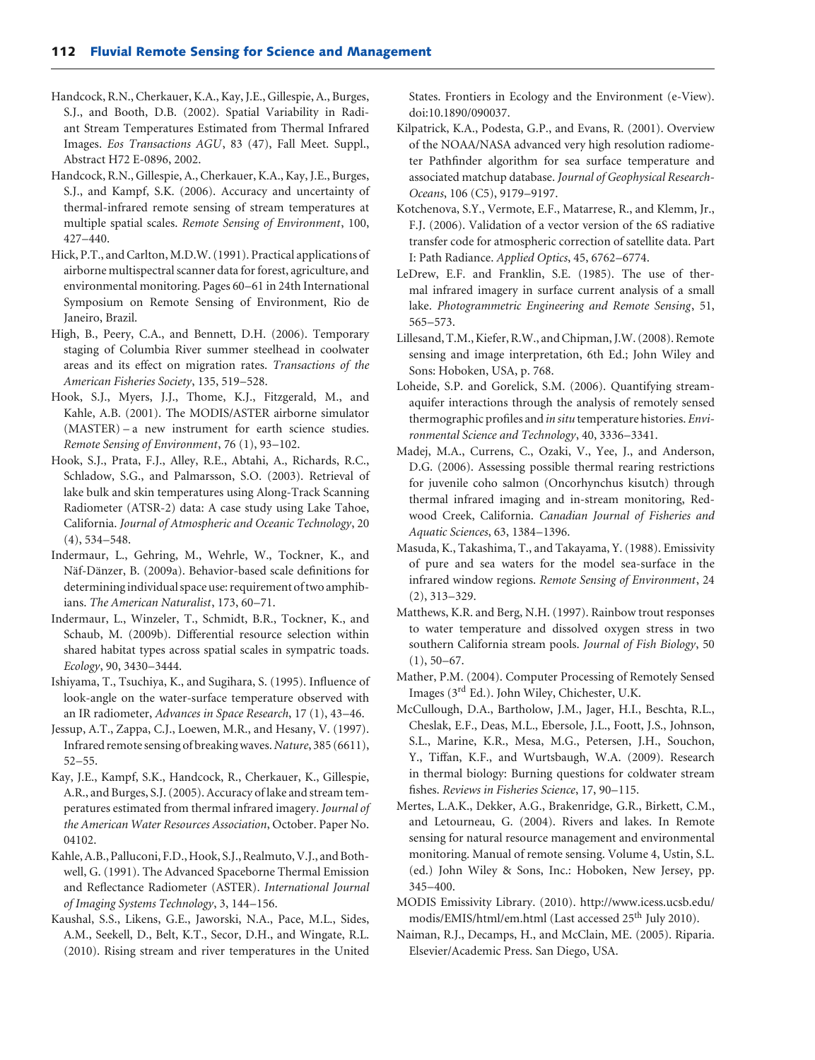Handcock, R.N., Cherkauer, K.A., Kay, J.E., Gillespie, A., Burges, S.J., and Booth, D.B. (2002). Spatial Variability in Radiant Stream Temperatures Estimated from Thermal Infrared Images. *Eos Transactions AGU*, 83 (47), Fall Meet. Suppl., Abstract H72 E-0896, 2002.

Handcock, R.N., Gillespie, A., Cherkauer, K.A., Kay, J.E., Burges, S.J., and Kampf, S.K. (2006). Accuracy and uncertainty of thermal-infrared remote sensing of stream temperatures at multiple spatial scales. *Remote Sensing of Environment*, 100, 427–440.

Hick, P.T., and Carlton, M.D.W. (1991). Practical applications of airborne multispectral scanner data for forest, agriculture, and environmental monitoring. Pages 60–61 in 24th International Symposium on Remote Sensing of Environment, Rio de Janeiro, Brazil.

High, B., Peery, C.A., and Bennett, D.H. (2006). Temporary staging of Columbia River summer steelhead in coolwater areas and its effect on migration rates. *Transactions of the American Fisheries Society*, 135, 519–528.

Hook, S.J., Myers, J.J., Thome, K.J., Fitzgerald, M., and Kahle, A.B. (2001). The MODIS/ASTER airborne simulator (MASTER) – a new instrument for earth science studies. *Remote Sensing of Environment*, 76 (1), 93–102.

Hook, S.J., Prata, F.J., Alley, R.E., Abtahi, A., Richards, R.C., Schladow, S.G., and Palmarsson, S.O. (2003). Retrieval of lake bulk and skin temperatures using Along-Track Scanning Radiometer (ATSR-2) data: A case study using Lake Tahoe, California. *Journal of Atmospheric and Oceanic Technology*, 20 (4), 534–548.

Indermaur, L., Gehring, M., Wehrle, W., Tockner, K., and Näf-Dänzer, B. (2009a). Behavior-based scale definitions for determining individual space use: requirement of two amphibians. *The American Naturalist*, 173, 60–71.

Indermaur, L., Winzeler, T., Schmidt, B.R., Tockner, K., and Schaub, M. (2009b). Differential resource selection within shared habitat types across spatial scales in sympatric toads. *Ecology*, 90, 3430–3444.

Ishiyama, T., Tsuchiya, K., and Sugihara, S. (1995). Influence of look-angle on the water-surface temperature observed with an IR radiometer, *Advances in Space Research*, 17 (1), 43–46.

Jessup, A.T., Zappa, C.J., Loewen, M.R., and Hesany, V. (1997). Infrared remote sensing of breaking waves. *Nature*, 385 (6611), 52–55.

Kay, J.E., Kampf, S.K., Handcock, R., Cherkauer, K., Gillespie, A.R., and Burges, S.J. (2005). Accuracy of lake and stream temperatures estimated from thermal infrared imagery. *Journal of the American Water Resources Association*, October. Paper No. 04102.

Kahle, A.B., Palluconi, F.D., Hook, S.J., Realmuto, V.J., and Bothwell, G. (1991). The Advanced Spaceborne Thermal Emission and Reflectance Radiometer (ASTER). *International Journal of Imaging Systems Technology*, 3, 144–156.

Kaushal, S.S., Likens, G.E., Jaworski, N.A., Pace, M.L., Sides, A.M., Seekell, D., Belt, K.T., Secor, D.H., and Wingate, R.L. (2010). Rising stream and river temperatures in the United States. Frontiers in Ecology and the Environment (e-View). doi:10.1890/090037.

Kilpatrick, K.A., Podesta, G.P., and Evans, R. (2001). Overview of the NOAA/NASA advanced very high resolution radiometer Pathfinder algorithm for sea surface temperature and associated matchup database. *Journal of Geophysical Research-Oceans*, 106 (C5), 9179–9197.

Kotchenova, S.Y., Vermote, E.F., Matarrese, R., and Klemm, Jr., F.J. (2006). Validation of a vector version of the 6S radiative transfer code for atmospheric correction of satellite data. Part I: Path Radiance. *Applied Optics*, 45, 6762–6774.

LeDrew, E.F. and Franklin, S.E. (1985). The use of thermal infrared imagery in surface current analysis of a small lake. *Photogrammetric Engineering and Remote Sensing*, 51, 565–573.

Lillesand, T.M., Kiefer, R.W., and Chipman, J.W. (2008). Remote sensing and image interpretation, 6th Ed.; John Wiley and Sons: Hoboken, USA, p. 768.

Loheide, S.P. and Gorelick, S.M. (2006). Quantifying stream-aquifer interactions through the analysis of remotely sensed thermographic profiles and *in situ* temperature histories. *Environmental Science and Technology*, 40, 3336–3341.

Madej, M.A., Currens, C., Ozaki, V., Yee, J., and Anderson, D.G. (2006). Assessing possible thermal rearing restrictions for juvenile coho salmon (Oncorhynchus kisutch) through thermal infrared imaging and in-stream monitoring, Redwood Creek, California. *Canadian Journal of Fisheries and Aquatic Sciences*, 63, 1384–1396.

Masuda, K., Takashima, T., and Takayama, Y. (1988). Emissivity of pure and sea waters for the model sea-surface in the infrared window regions. *Remote Sensing of Environment*, 24 (2), 313–329.

Matthews, K.R. and Berg, N.H. (1997). Rainbow trout responses to water temperature and dissolved oxygen stress in two southern California stream pools. *Journal of Fish Biology*, 50 (1), 50–67.

Mather, P.M. (2004). Computer Processing of Remotely Sensed Images (3rd Ed.). John Wiley, Chichester, U.K.

McCullough, D.A., Bartholow, J.M., Jager, H.I., Beschta, R.L., Cheslak, E.F., Deas, M.L., Ebersole, J.L., Foott, J.S., Johnson, S.L., Marine, K.R., Mesa, M.G., Petersen, J.H., Souchon, Y., Tiffan, K.F., and Wurtsbaugh, W.A. (2009). Research in thermal biology: Burning questions for coldwater stream fishes. *Reviews in Fisheries Science*, 17, 90–115.

Mertes, L.A.K., Dekker, A.G., Brakenridge, G.R., Birkett, C.M., and Letourneau, G. (2004). Rivers and lakes. In Remote sensing for natural resource management and environmental monitoring. Manual of remote sensing. Volume 4, Ustin, S.L. (ed.) John Wiley & Sons, Inc.: Hoboken, New Jersey, pp. 345–400.

MODIS Emissivity Library. (2010). http://www.icess.ucsb.edu/modis/EMIS/html/em.html (Last accessed 25th July 2010).

Naiman, R.J., Decamps, H., and McClain, ME. (2005). Riparia. Elsevier/Academic Press. San Diego, USA.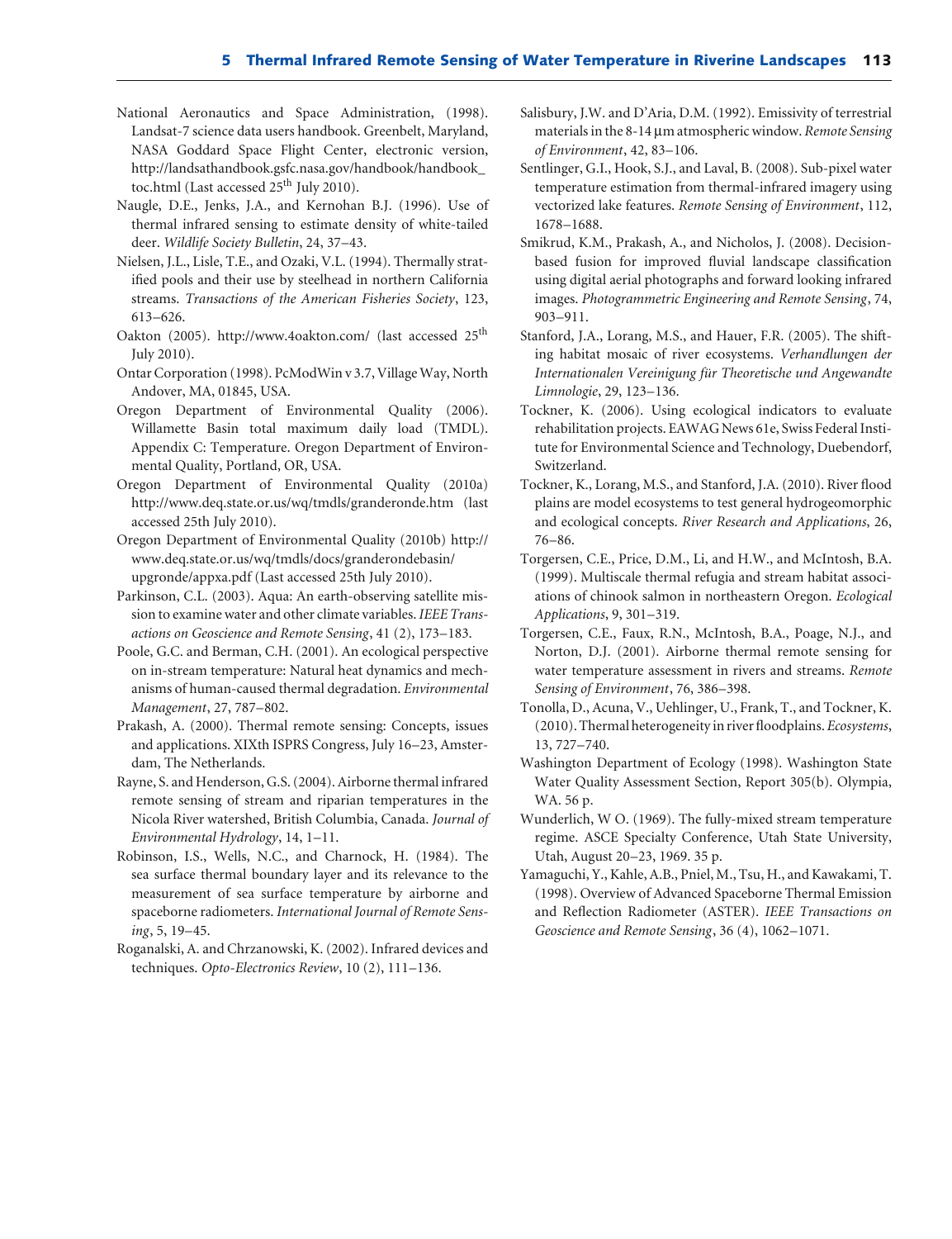National Aeronautics and Space Administration, (1998). Landsat-7 science data users handbook. Greenbelt, Maryland, NASA Goddard Space Flight Center, electronic version, http://landsathandbook.gsfc.nasa.gov/handbook/handbook_toc.html (Last accessed 25th July 2010).

Naugle, D.E., Jenks, J.A., and Kernohan B.J. (1996). Use of thermal infrared sensing to estimate density of white-tailed deer. *Wildlife Society Bulletin*, 24, 37–43.

Nielsen, J.L., Lisle, T.E., and Ozaki, V.L. (1994). Thermally stratified pools and their use by steelhead in northern California streams. *Transactions of the American Fisheries Society*, 123, 613–626.

Oakton (2005). http://www.4oakton.com/ (last accessed 25th July 2010).

Ontar Corporation (1998). PcModWin v 3.7, Village Way, North Andover, MA, 01845, USA.

Oregon Department of Environmental Quality (2006). Willamette Basin total maximum daily load (TMDL). Appendix C: Temperature. Oregon Department of Environmental Quality, Portland, OR, USA.

Oregon Department of Environmental Quality (2010a) http://www.deq.state.or.us/wq/tmdls/granderonde.htm (last accessed 25th July 2010).

Oregon Department of Environmental Quality (2010b) http://www.deq.state.or.us/wq/tmdls/docs/granderondebasin/upgronde/appxa.pdf (Last accessed 25th July 2010).

Parkinson, C.L. (2003). Aqua: An earth-observing satellite mission to examine water and other climate variables. *IEEE Transactions on Geoscience and Remote Sensing*, 41 (2), 173–183.

Poole, G.C. and Berman, C.H. (2001). An ecological perspective on in-stream temperature: Natural heat dynamics and mechanisms of human-caused thermal degradation. *Environmental Management*, 27, 787–802.

Prakash, A. (2000). Thermal remote sensing: Concepts, issues and applications. XIXth ISPRS Congress, July 16–23, Amsterdam, The Netherlands.

Rayne, S. and Henderson, G.S. (2004). Airborne thermal infrared remote sensing of stream and riparian temperatures in the Nicola River watershed, British Columbia, Canada. *Journal of Environmental Hydrology*, 14, 1–11.

Robinson, I.S., Wells, N.C., and Charnock, H. (1984). The sea surface thermal boundary layer and its relevance to the measurement of sea surface temperature by airborne and spaceborne radiometers. *International Journal of Remote Sensing*, 5, 19–45.

Roganalski, A. and Chrzanowski, K. (2002). Infrared devices and techniques. *Opto-Electronics Review*, 10 (2), 111–136.

Salisbury, J.W. and D'Aria, D.M. (1992). Emissivity of terrestrial materials in the 8-14 μm atmospheric window. *Remote Sensing of Environment*, 42, 83–106.

Sentlinger, G.I., Hook, S.J., and Laval, B. (2008). Sub-pixel water temperature estimation from thermal-infrared imagery using vectorized lake features. *Remote Sensing of Environment*, 112, 1678–1688.

Smikrud, K.M., Prakash, A., and Nicholos, J. (2008). Decision-based fusion for improved fluvial landscape classification using digital aerial photographs and forward looking infrared images. *Photogrammetric Engineering and Remote Sensing*, 74, 903–911.

Stanford, J.A., Lorang, M.S., and Hauer, F.R. (2005). The shifting habitat mosaic of river ecosystems. *Verhandlungen der Internationalen Vereinigung für Theoretische und Angewandte Limnologie*, 29, 123–136.

Tockner, K. (2006). Using ecological indicators to evaluate rehabilitation projects. EAWAG News 61e, Swiss Federal Institute for Environmental Science and Technology, Duebendorf, Switzerland.

Tockner, K., Lorang, M.S., and Stanford, J.A. (2010). River flood plains are model ecosystems to test general hydrogeomorphic and ecological concepts. *River Research and Applications*, 26, 76–86.

Torgersen, C.E., Price, D.M., Li, and H.W., and McIntosh, B.A. (1999). Multiscale thermal refugia and stream habitat associations of chinook salmon in northeastern Oregon. *Ecological Applications*, 9, 301–319.

Torgersen, C.E., Faux, R.N., McIntosh, B.A., Poage, N.J., and Norton, D.J. (2001). Airborne thermal remote sensing for water temperature assessment in rivers and streams. *Remote Sensing of Environment*, 76, 386–398.

Tonolla, D., Acuna, V., Uehlinger, U., Frank, T., and Tockner, K. (2010). Thermal heterogeneity in river floodplains. *Ecosystems*, 13, 727–740.

Washington Department of Ecology (1998). Washington State Water Quality Assessment Section, Report 305(b). Olympia, WA. 56 p.

Wunderlich, W O. (1969). The fully-mixed stream temperature regime. ASCE Specialty Conference, Utah State University, Utah, August 20–23, 1969. 35 p.

Yamaguchi, Y., Kahle, A.B., Pniel, M., Tsu, H., and Kawakami, T. (1998). Overview of Advanced Spaceborne Thermal Emission and Reflection Radiometer (ASTER). *IEEE Transactions on Geoscience and Remote Sensing*, 36 (4), 1062–1071.